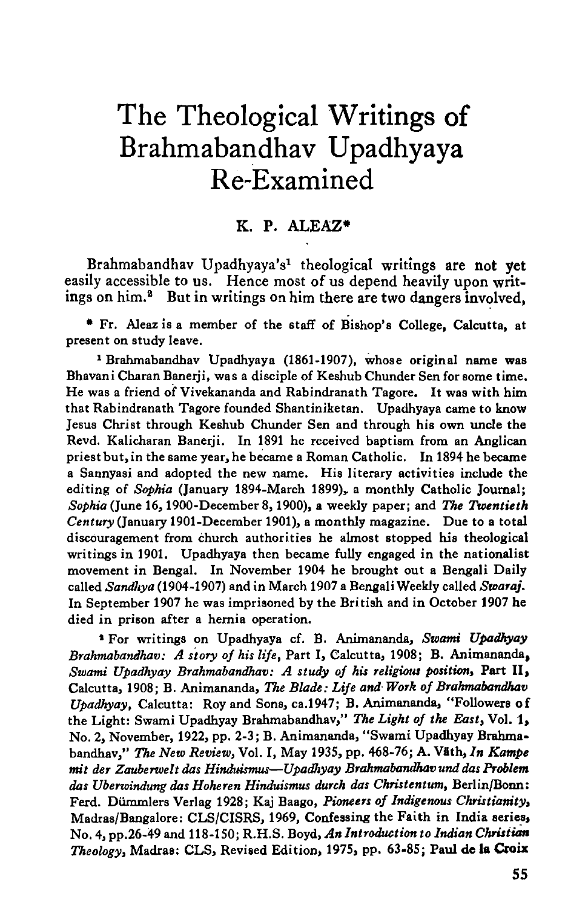# The Theological Writings of Brahmabandhav Upadhyaya Re-Examined

### K. P. ALEAZ*

Brahmabandhav Upadhyaya's[1] theological writings are not yet easily accessible to us. Hence most of us depend heavily upon writings on him.[2] But in writings on him there are two dangers involved,

---

* Fr. Aleaz is a member of the staff of Bishop's College, Calcutta, at present on study leave.

[1] Brahmabandhav Upadhyaya (1861-1907), whose original name was Bhavani Charan Banerji, was a disciple of Keshub Chunder Sen for some time. He was a friend of Vivekananda and Rabindranath Tagore. It was with him that Rabindranath Tagore founded Shantiniketan. Upadhyaya came to know Jesus Christ through Keshub Chunder Sen and through his own uncle the Revd. Kalicharan Banerji. In 1891 he received baptism from an Anglican priest but, in the same year, he became a Roman Catholic. In 1894 he became a Sannyasi and adopted the new name. His literary activities include the editing of *Sophia* (January 1894-March 1899), a monthly Catholic Journal; *Sophia* (June 16, 1900-December 8, 1900), a weekly paper; and *The Twentieth Century* (January 1901-December 1901), a monthly magazine. Due to a total discouragement from church authorities he almost stopped his theological writings in 1901. Upadhyaya then became fully engaged in the nationalist movement in Bengal. In November 1904 he brought out a Bengali Daily called *Sandhya* (1904-1907) and in March 1907 a Bengali Weekly called *Swaraj*. In September 1907 he was imprisoned by the British and in October 1907 he died in prison after a hernia operation.

[2] For writings on Upadhyaya cf. B. Animananda, *Swami Upadhyay Brahmabandhav: A story of his life*, Part I, Calcutta, 1908; B. Animananda, *Swami Upadhyay Brahmabandhav: A study of his religious position*, Part II, Calcutta, 1908; B. Animananda, *The Blade: Life and Work of Brahmabandhav Upadhyay*, Calcutta: Roy and Sons, ca.1947; B. Animananda, "Followers of the Light: Swami Upadhyay Brahmabandhav," *The Light of the East*, Vol. 1, No. 2, November, 1922, pp. 2-3; B. Animananda, "Swami Upadhyay Brahmabandhav," *The New Review*, Vol. I, May 1935, pp. 468-76; A. Väth, *In Kampe mit der Zauberwelt das Hinduismus—Upadhyay Brahmabandhav und das Problem das Uberwindung das Hoheren Hinduismus durch das Christentum*, Berlin/Bonn: Ferd. Dümmlers Verlag 1928; Kaj Baago, *Pioneers of Indigenous Christianity*, Madras/Bangalore: CLS/CISRS, 1969, Confessing the Faith in India series, No. 4, pp.26-49 and 118-150; R.H.S. Boyd, *An Introduction to Indian Christian Theology*, Madras: CLS, Revised Edition, 1975, pp. 63-85; Paul de la Croix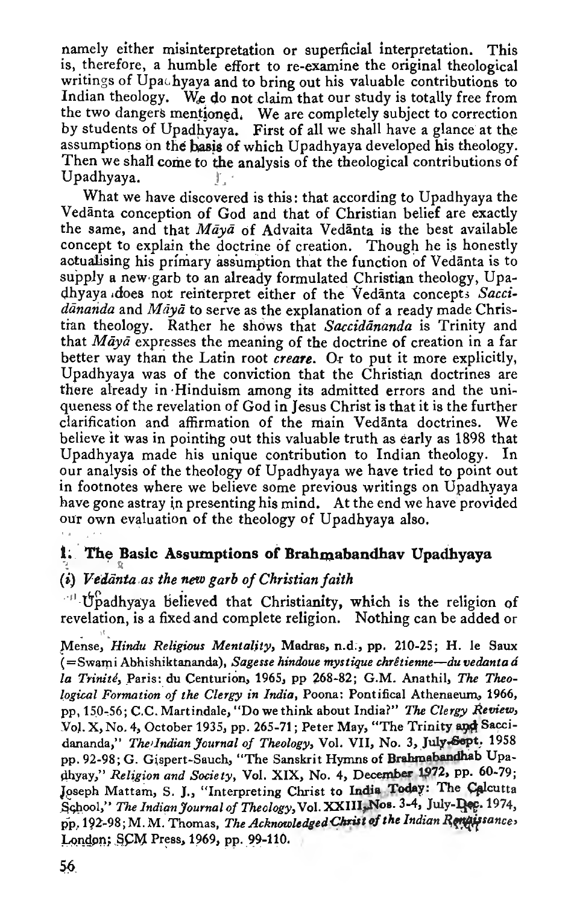namely either misinterpretation or superficial interpretation. This is, therefore, a humble effort to re-examine the original theological writings of Upadhyaya and to bring out his valuable contributions to Indian theology. We do not claim that our study is totally free from the two dangers mentioned. We are completely subject to correction by students of Upadhyaya. First of all we shall have a glance at the assumptions on the basis of which Upadhyaya developed his theology. Then we shall come to the analysis of the theological contributions of Upadhyaya.

What we have discovered is this: that according to Upadhyaya the Vedānta conception of God and that of Christian belief are exactly the same, and that *Māyā* of Advaita Vedānta is the best available concept to explain the doctrine of creation. Though he is honestly actualising his primary assumption that the function of Vedānta is to supply a new garb to an already formulated Christian theology, Upadhyaya does not reinterpret either of the Vedānta concepts *Saccidānanda* and *Māyā* to serve as the explanation of a ready made Christian theology. Rather he shows that *Saccidānanda* is Trinity and that *Māyā* expresses the meaning of the doctrine of creation in a far better way than the Latin root *creare*. Or to put it more explicitly, Upadhyaya was of the conviction that the Christian doctrines are there already in Hinduism among its admitted errors and the uniqueness of the revelation of God in Jesus Christ is that it is the further clarification and affirmation of the main Vedānta doctrines. We believe it was in pointing out this valuable truth as early as 1898 that Upadhyaya made his unique contribution to Indian theology. In our analysis of the theology of Upadhyaya we have tried to point out in footnotes where we believe some previous writings on Upadhyaya have gone astray in presenting his mind. At the end we have provided our own evaluation of the theology of Upadhyaya also.

## I. The Basic Assumptions of Brahmabandhav Upadhyaya

### (i) *Vedānta as the new garb of Christian faith*

Upadhyaya believed that Christianity, which is the religion of revelation, is a fixed and complete religion. Nothing can be added or

Mense, *Hindu Religious Mentality*, Madras, n.d., pp. 210-25; H. le Saux (=Swami Abhishiktananda), *Sagesse hindoue mystique chrêtienne—du vedanta á la Trinité*, Paris: du Centurion, 1965, pp 268-82; G.M. Anathil, *The Theological Formation of the Clergy in India*, Poona: Pontifical Athenaeum, 1966, pp, 150-56; C.C. Martindale, "Do we think about India?" *The Clergy Review*, Vol. X, No. 4, October 1935, pp. 265-71; Peter May, "The Trinity and Saccidananda," *The Indian Journal of Theology*, Vol. VII, No. 3, July-Sept. 1958 pp. 92-98; G. Gispert-Sauch, "The Sanskrit Hymns of Brahmabandhab Upadhyay," *Religion and Society*, Vol. XIX, No. 4, December 1972, pp. 60-79; Joseph Mattam, S. J., "Interpreting Christ to India Today: The Calcutta School," *The Indian Journal of Theology*, Vol. XXIII, Nos. 3-4, July-Dec. 1974, pp. 192-98; M. M. Thomas, *The Acknowledged Christ of the Indian Renaissance*, London; SCM Press, 1969, pp. 99-110.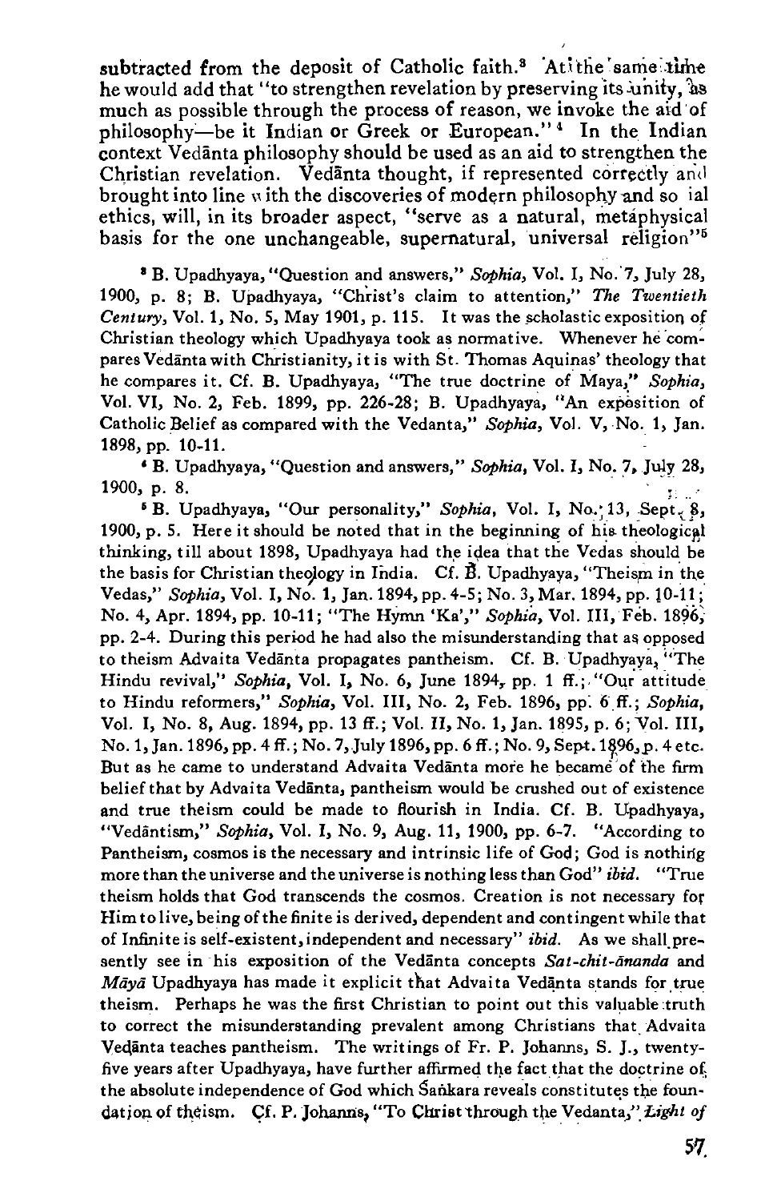subtracted from the deposit of Catholic faith.[3] At the same time he would add that "to strengthen revelation by preserving its unity, as much as possible through the process of reason, we invoke the aid of philosophy—be it Indian or Greek or European."[4] In the Indian context Vedānta philosophy should be used as an aid to strengthen the Christian revelation. Vedānta thought, if represented correctly and brought into line with the discoveries of modern philosophy and social ethics, will, in its broader aspect, "serve as a natural, metaphysical basis for the one unchangeable, supernatural, universal religion"[5]

[3] B. Upadhyaya, "Question and answers," *Sophia*, Vol. I, No. 7, July 28, 1900, p. 8; B. Upadhyaya, "Christ's claim to attention," *The Twentieth Century*, Vol. 1, No. 5, May 1901, p. 115. It was the scholastic exposition of Christian theology which Upadhyaya took as normative. Whenever he compares Vedānta with Christianity, it is with St. Thomas Aquinas' theology that he compares it. Cf. B. Upadhyaya, "The true doctrine of Maya," *Sophia*, Vol. VI, No. 2, Feb. 1899, pp. 226-28; B. Upadhyaya, "An exposition of Catholic Belief as compared with the Vedanta," *Sophia*, Vol. V, No. 1, Jan. 1898, pp. 10-11.

[4] B. Upadhyaya, "Question and answers," *Sophia*, Vol. I, No. 7, July 28, 1900, p. 8.

[5] B. Upadhyaya, "Our personality," *Sophia*, Vol. I, No. 13, Sept. 8, 1900, p. 5. Here it should be noted that in the beginning of his theological thinking, till about 1898, Upadhyaya had the idea that the Vedas should be the basis for Christian theology in India. Cf. B. Upadhyaya, "Theism in the Vedas," *Sophia*, Vol. I, No. 1, Jan. 1894, pp. 4-5; No. 3, Mar. 1894, pp. 10-11; No. 4, Apr. 1894, pp. 10-11; "The Hymn 'Ka'," *Sophia*, Vol. III, Feb. 1896, pp. 2-4. During this period he had also the misunderstanding that as opposed to theism Advaita Vedānta propagates pantheism. Cf. B. Upadhyaya, "The Hindu revival," *Sophia*, Vol. I, No. 6, June 1894, pp. 1 ff.; "Our attitude to Hindu reformers," *Sophia*, Vol. III, No. 2, Feb. 1896, pp. 6 ff.; *Sophia*, Vol. I, No. 8, Aug. 1894, pp. 13 ff.; Vol. II, No. 1, Jan. 1895, p. 6; Vol. III, No. 1, Jan. 1896, pp. 4 ff.; No. 7, July 1896, pp. 6 ff.; No. 9, Sept. 1896, p. 4 etc. But as he came to understand Advaita Vedānta more he became of the firm belief that by Advaita Vedānta, pantheism would be crushed out of existence and true theism could be made to flourish in India. Cf. B. Upadhyaya, "Vedāntism," *Sophia*, Vol. I, No. 9, Aug. 11, 1900, pp. 6-7. "According to Pantheism, cosmos is the necessary and intrinsic life of God; God is nothing more than the universe and the universe is nothing less than God" *ibid*. "True theism holds that God transcends the cosmos. Creation is not necessary for Him to live, being of the finite is derived, dependent and contingent while that of Infinite is self-existent, independent and necessary" *ibid*. As we shall presently see in his exposition of the Vedānta concepts *Sat-chit-ānanda* and *Māyā* Upadhyaya has made it explicit that Advaita Vedānta stands for true theism. Perhaps he was the first Christian to point out this valuable truth to correct the misunderstanding prevalent among Christians that Advaita Vedānta teaches pantheism. The writings of Fr. P. Johanns, S. J., twenty-five years after Upadhyaya, have further affirmed the fact that the doctrine of the absolute independence of God which Śaṅkara reveals constitutes the foundation of theism. Cf. P. Johanns, "To Christ through the Vedanta," *Light of*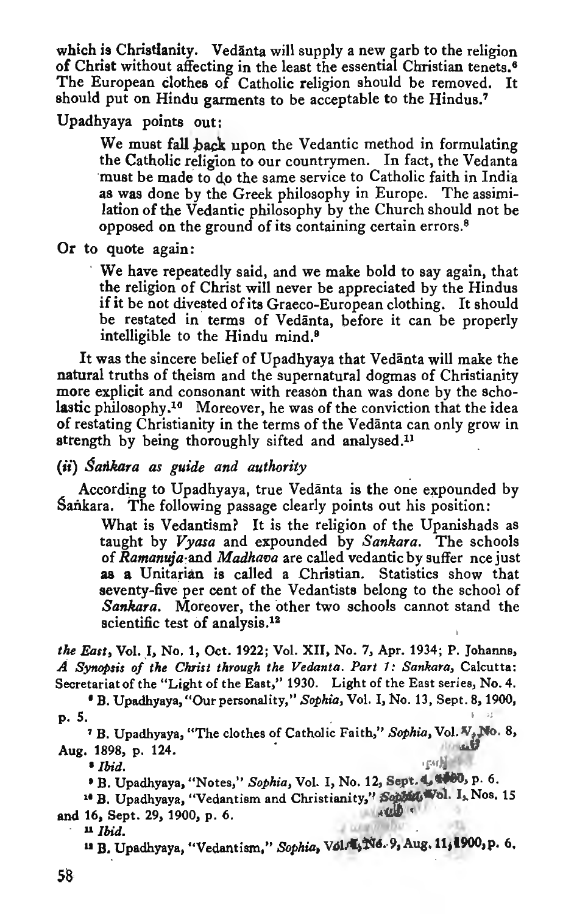which is Christianity. Vedānta will supply a new garb to the religion of Christ without affecting in the least the essential Christian tenets.[6] The European clothes of Catholic religion should be removed. It should put on Hindu garments to be acceptable to the Hindus.[7]

Upadhyaya points out:

> We must fall back upon the Vedantic method in formulating the Catholic religion to our countrymen. In fact, the Vedanta must be made to do the same service to Catholic faith in India as was done by the Greek philosophy in Europe. The assimilation of the Vedantic philosophy by the Church should not be opposed on the ground of its containing certain errors.[8]

Or to quote again:

> We have repeatedly said, and we make bold to say again, that the religion of Christ will never be appreciated by the Hindus if it be not divested of its Graeco-European clothing. It should be restated in terms of Vedānta, before it can be properly intelligible to the Hindu mind.[9]

It was the sincere belief of Upadhyaya that Vedānta will make the natural truths of theism and the supernatural dogmas of Christianity more explicit and consonant with reason than was done by the scholastic philosophy.[10] Moreover, he was of the conviction that the idea of restating Christianity in the terms of the Vedānta can only grow in strength by being thoroughly sifted and analysed.[11]

### (ii) *Śaṅkara as guide and authority*

According to Upadhyaya, true Vedānta is the one expounded by Śaṅkara. The following passage clearly points out his position:

> What is Vedantism? It is the religion of the Upanishads as taught by *Vyasa* and expounded by *Sankara*. The schools of *Ramanuja* and *Madhava* are called vedantic by suffer nce just as a Unitarian is called a Christian. Statistics show that seventy-five per cent of the Vedantists belong to the school of *Sankara*. Moreover, the other two schools cannot stand the scientific test of analysis.[12]

---

*the East*, Vol. I, No. 1, Oct. 1922; Vol. XII, No. 7, Apr. 1934; P. Johanns, *A Synopsis of the Christ through the Vedanta. Part 1: Sankara*, Calcutta: Secretariat of the "Light of the East," 1930. Light of the East series, No. 4.

[6] B. Upadhyaya, "Our personality," *Sophia*, Vol. I, No. 13, Sept. 8, 1900, p. 5.

[7] B. Upadhyaya, "The clothes of Catholic Faith," *Sophia*, Vol. V, No. 8, Aug. 1898, p. 124.

[8] *Ibid.*

[9] B. Upadhyaya, "Notes," *Sophia*, Vol. I, No. 12, Sept. 1, 1900, p. 6.

[10] B. Upadhyaya, "Vedantism and Christianity," *Sophia*, Vol. I, Nos. 15 and 16, Sept. 29, 1900, p. 6.

[11] *Ibid.*

[12] B. Upadhyaya, "Vedantism," *Sophia*, Vol. I, No. 9, Aug. 11, 1900, p. 6.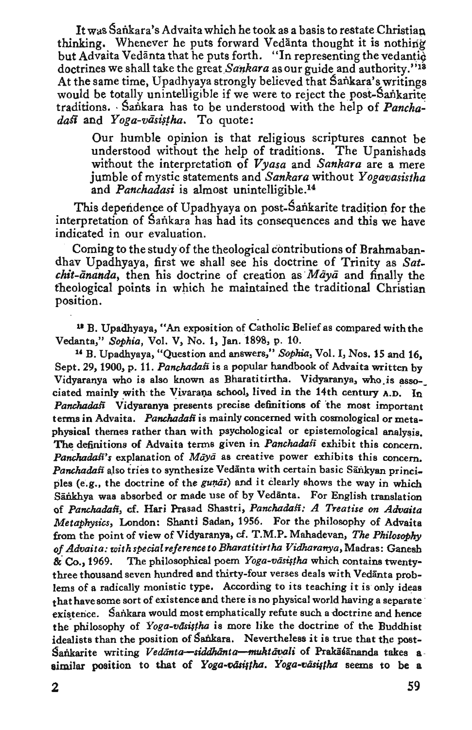It was Śaṅkara's Advaita which he took as a basis to restate Christian thinking. Whenever he puts forward Vedānta thought it is nothing but Advaita Vedānta that he puts forth. "In representing the vedantic doctrines we shall take the great *Sankara* as our guide and authority."[13] At the same time, Upadhyaya strongly believed that Śaṅkara's writings would be totally unintelligible if we were to reject the post-Śaṅkarite traditions. Śaṅkara has to be understood with the help of *Panchadaśī* and *Yoga-vāsiṣṭha*. To quote:

> Our humble opinion is that religious scriptures cannot be understood without the help of traditions. The Upanishads without the interpretation of *Vyasa* and *Sankara* are a mere jumble of mystic statements and *Sankara* without *Yogavasistha* and *Panchadasi* is almost unintelligible.[14]

This dependence of Upadhyaya on post-Śaṅkarite tradition for the interpretation of Śaṅkara has had its consequences and this we have indicated in our evaluation.

Coming to the study of the theological contributions of Brahmabandhav Upadhyaya, first we shall see his doctrine of Trinity as *Sat-chit-ānanda*, then his doctrine of creation as *Māyā* and finally the theological points in which he maintained the traditional Christian position.

---

[13] B. Upadhyaya, "An exposition of Catholic Belief as compared with the Vedanta," *Sophia*, Vol. V, No. 1, Jan. 1898, p. 10.

[14] B. Upadhyaya, "Question and answers," *Sophia*, Vol. I, Nos. 15 and 16, Sept. 29, 1900, p. 11. *Panchadaśī* is a popular handbook of Advaita written by Vidyaranya who is also known as Bharatitirtha. Vidyaranya, who is associated mainly with the Vivaraṇa school, lived in the 14th century A.D. In *Panchadaśī* Vidyaranya presents precise definitions of the most important terms in Advaita. *Panchadaśī* is mainly concerned with cosmological or metaphysical themes rather than with psychological or epistemological analysis. The definitions of Advaita terms given in *Panchadaśī* exhibit this concern. *Panchadaśī's* explanation of *Māyā* as creative power exhibits this concern. *Panchadaśī* also tries to synthesize Vedānta with certain basic Sāṅkyan principles (e.g., the doctrine of the *guṇās*) and it clearly shows the way in which Sāṅkhya was absorbed or made use of by Vedānta. For English translation of *Panchadaśī*, cf. Hari Prasad Shastri, *Panchadaśī: A Treatise on Advaita Metaphysics*, London: Shanti Sadan, 1956. For the philosophy of Advaita from the point of view of Vidyaranya, cf. T.M.P. Mahadevan, *The Philosophy of Advaita: with special reference to Bharatitirtha Vidharanya*, Madras: Ganesh & Co., 1969. The philosophical poem *Yoga-vāsiṣṭha* which contains twenty-three thousand seven hundred and thirty-four verses deals with Vedānta problems of a radically monistic type. According to its teaching it is only ideas that have some sort of existence and there is no physical world having a separate existence. Śaṅkara would most emphatically refute such a doctrine and hence the philosophy of *Yoga-vāsiṣṭha* is more like the doctrine of the Buddhist idealists than the position of Śaṅkara. Nevertheless it is true that the post-Śaṅkarite writing *Vedānta—siddhānta—muktāvali* of Prakāśānanda takes a similar position to that of *Yoga-vāsiṣṭha*. *Yoga-vāsiṣṭha* seems to be a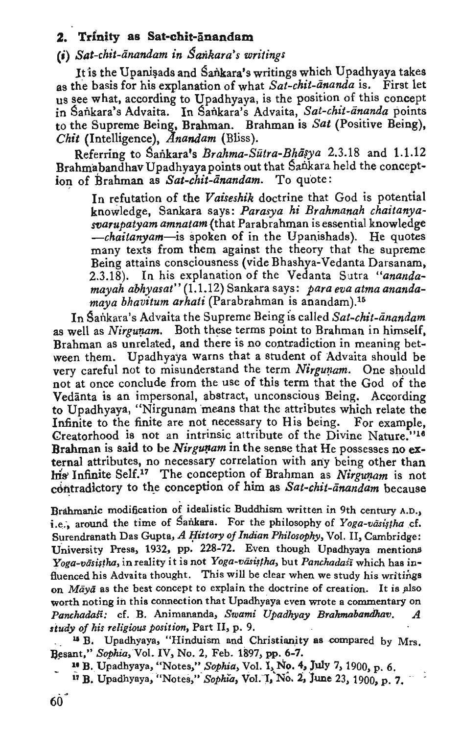## 2. Trinity as Sat-chit-ānandam

### (i) *Sat-chit-ānandam in Śaṅkara's writings*

It is the Upaniṣads and Śaṅkara's writings which Upadhyaya takes as the basis for his explanation of what *Sat-chit-ānanda* is. First let us see what, according to Upadhyaya, is the position of this concept in Śaṅkara's Advaita. In Śaṅkara's Advaita, *Sat-chit-ānanda* points to the Supreme Being, Brahman. Brahman is *Sat* (Positive Being), *Chit* (Intelligence), *Ānandam* (Bliss).

Referring to Śaṅkara's *Brahma-Sūtra-Bhāṣya* 2.3.18 and 1.1.12 Brahmabandhav Upadhyaya points out that Śaṅkara held the conception of Brahman as *Sat-chit-ānandam*. To quote:

> In refutation of the *Vaiseshik* doctrine that God is potential knowledge, Sankara says: *Parasya hi Brahmanah chaitanya-svarupatyam amnatam* (that Parabrahman is essential knowledge —*chaitanyam*—is spoken of in the Upanishads). He quotes many texts from them against the theory that the supreme Being attains consciousness (vide Bhashya-Vedanta Darsanam, 2.3.18). In his explanation of the Vedanta Sutra "*ananda-mayah abhyasat*" (1.1.12) Sankara says: *para eva atma ananda-maya bhavitum arhati* (Parabrahman is anandam).[15]

In Śaṅkara's Advaita the Supreme Being is called *Sat-chit-ānandam* as well as *Nirguṇam*. Both these terms point to Brahman in himself, Brahman as unrelated, and there is no contradiction in meaning between them. Upadhyaya warns that a student of Advaita should be very careful not to misunderstand the term *Nirguṇam*. One should not at once conclude from the use of this term that the God of the Vedānta is an impersonal, abstract, unconscious Being. According to Upadhyaya, "Nirgunam means that the attributes which relate the Infinite to the finite are not necessary to His being. For example, Creatorhood is not an intrinsic attribute of the Divine Nature."[16] Brahman is said to be *Nirguṇam* in the sense that He possesses no external attributes, no necessary correlation with any being other than his Infinite Self.[17] The conception of Brahman as *Nirguṇam* is not contradictory to the conception of him as *Sat-chit-ānandam* because

Brahmanic modification of idealistic Buddhism written in 9th century A.D., i.e., around the time of Śaṅkara. For the philosophy of *Yoga-vāsiṣṭha* cf. Surendranath Das Gupta, *A History of Indian Philosophy*, Vol. II, Cambridge: University Press, 1932, pp. 228-72. Even though Upadhyaya mentions *Yoga-vāsiṣṭha*, in reality it is not *Yoga-vāsiṣṭha*, but *Panchadaśī* which has influenced his Advaita thought. This will be clear when we study his writings on *Māyā* as the best concept to explain the doctrine of creation. It is also worth noting in this connection that Upadhyaya even wrote a commentary on *Panchadaśī*: cf. B. Animananda, *Swami Upadhyay Brahmabandhav. A study of his religious position*, Part II, p. 9.

[15] B. Upadhyaya, "Hinduism and Christianity as compared by Mrs. Besant," *Sophia*, Vol. IV, No. 2, Feb. 1897, pp. 6-7.

[16] B. Upadhyaya, "Notes," *Sophia*, Vol. I, No. 4, July 7, 1900, p. 6.

[17] B. Upadhyaya, "Notes," *Sophia*, Vol. I, No. 2, June 23, 1900, p. 7.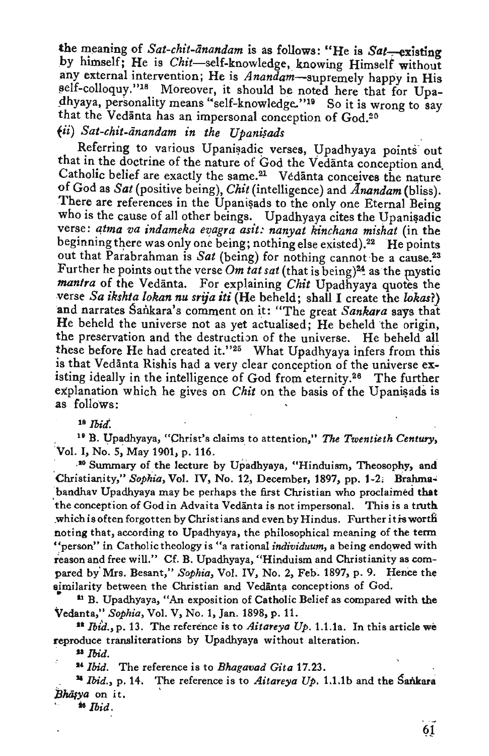the meaning of *Sat-chit-ānandam* is as follows: "He is *Sat*—existing by himself; He is *Chit*—self-knowledge, knowing Himself without any external intervention; He is *Anandam*—supremely happy in His self-colloquy."[18] Moreover, it should be noted here that for Upadhyaya, personality means "self-knowledge."[19] So it is wrong to say that the Vedānta has an impersonal conception of God.[20]

### (ii) *Sat-chit-ānandam in the Upaniṣads*

Referring to various Upaniṣadic verses, Upadhyaya points out that in the doctrine of the nature of God the Vedānta conception and Catholic belief are exactly the same.[21] Vedānta conceives the nature of God as *Sat* (positive being), *Chit* (intelligence) and *Ānandam* (bliss). There are references in the Upaniṣads to the only one Eternal Being who is the cause of all other beings. Upadhyaya cites the Upaniṣadic verse: *atma va indameka evagra asit: nanyat kinchana mishat* (in the beginning there was only one being; nothing else existed).[22] He points out that Parabrahman is *Sat* (being) for nothing cannot be a cause.[23] Further he points out the verse *Om tat sat* (that is being)[24] as the mystic *mantra* of the Vedānta. For explaining *Chit* Upadhyaya quotes the verse *Sa ikshta lokan nu srija iti* (He beheld; shall I create the *lokas*?) and narrates Śaṅkara's comment on it: "The great *Sankara* says that He beheld the universe not as yet actualised; He beheld the origin, the preservation and the destruction of the universe. He beheld all these before He had created it."[25] What Upadhyaya infers from this is that Vedānta Rishis had a very clear conception of the universe existing ideally in the intelligence of God from eternity.[26] The further explanation which he gives on *Chit* on the basis of the Upaniṣads is as follows:

[18] *Ibid.*

[19] B. Upadhyaya, "Christ's claims to attention," *The Twentieth Century*, Vol. I, No. 5, May 1901, p. 116.

[20] Summary of the lecture by Upadhyaya, "Hinduism, Theosophy, and Christianity," *Sophia*, Vol. IV, No. 12, December, 1897, pp. 1-2. Brahmabandhav Upadhyaya may be perhaps the first Christian who proclaimed that the conception of God in Advaita Vedānta is not impersonal. This is a truth which is often forgotten by Christians and even by Hindus. Further it is worth noting that, according to Upadhyaya, the philosophical meaning of the term "person" in Catholic theology is "a rational *individuum*, a being endowed with reason and free will." Cf. B. Upadhyaya, "Hinduism and Christianity as compared by Mrs. Besant," *Sophia*, Vol. IV, No. 2, Feb. 1897, p. 9. Hence the similarity between the Christian and Vedānta conceptions of God.

[21] B. Upadhyaya, "An exposition of Catholic Belief as compared with the Vedanta," *Sophia*, Vol. V, No. 1, Jan. 1898, p. 11.

[22] *Ibid.*, p. 13. The reference is to *Aitareya Up.* 1.1.1a. In this article we reproduce transliterations by Upadhyaya without alteration.

[23] *Ibid.*

[24] *Ibid.* The reference is to *Bhagavad Gita* 17.23.

[25] *Ibid.*, p. 14. The reference is to *Aitareya Up.* 1.1.1b and the Śaṅkara *Bhāṣya* on it.

[26] *Ibid.*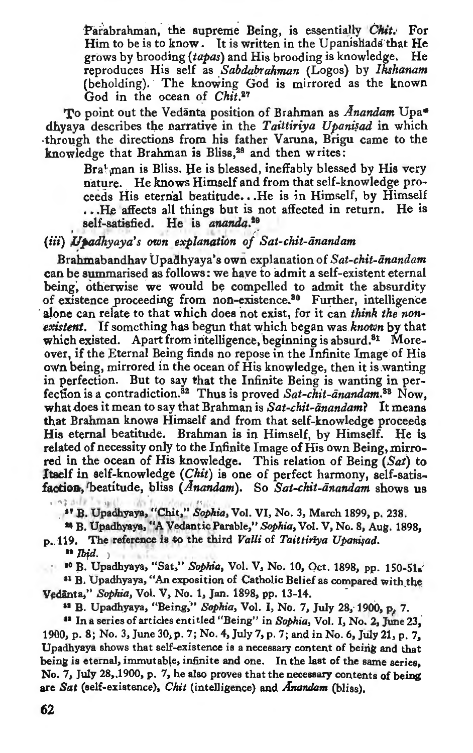> Parabrahman, the supreme Being, is essentially *Chit*. For Him to be is to know. It is written in the Upanishads that He grows by brooding (*tapas*) and His brooding is knowledge. He reproduces His self as *Sabdabrahman* (Logos) by *Ikshanam* (beholding). The knowing God is mirrored as the known God in the ocean of *Chit*.[27]

To point out the Vedānta position of Brahman as *Ānandam* Upadhyaya describes the narrative in the *Taittiriya Upaniṣad* in which through the directions from his father Varuna, Brigu came to the knowledge that Brahman is Bliss,[28] and then writes:

> Brahman is Bliss. He is blessed, ineffably blessed by His very nature. He knows Himself and from that self-knowledge proceeds His eternal beatitude. . .He is in Himself, by Himself . . .He affects all things but is not affected in return. He is self-satisfied. He is *ananda*.[29]

### (*iii*) *Upadhyaya's own explanation of Sat-chit-ānandam*

Brahmabandhav Upadhyaya's own explanation of *Sat-chit-ānandam* can be summarised as follows: we have to admit a self-existent eternal being, otherwise we would be compelled to admit the absurdity of existence proceeding from non-existence.[30] Further, intelligence alone can relate to that which does not exist, for it can *think the non-existent*. If something has begun that which began was *known* by that which existed. Apart from intelligence, beginning is absurd.[31] Moreover, if the Eternal Being finds no repose in the Infinite Image of His own being, mirrored in the ocean of His knowledge, then it is wanting in perfection. But to say that the Infinite Being is wanting in perfection is a contradiction.[32] Thus is proved *Sat-chit-ānandam*.[33] Now, what does it mean to say that Brahman is *Sat-chit-ānandam*? It means that Brahman knows Himself and from that self-knowledge proceeds His eternal beatitude. Brahman is in Himself, by Himself. He is related of necessity only to the Infinite Image of His own Being, mirrored in the ocean of His knowledge. This relation of Being (*Sat*) to Itself in self-knowledge (*Chit*) is one of perfect harmony, self-satisfaction, beatitude, bliss (*Ānandam*). So *Sat-chit-ānandam* shows us

---

[27] B. Upadhyaya, "Chit," *Sophia*, Vol. VI, No. 3, March 1899, p. 238.

[28] B. Upadhyaya, "A Vedantic Parable," *Sophia*, Vol. V, No. 8, Aug. 1898, p. 119. The reference is to the third *Valli* of *Taittirīya Upaniṣad*.

[29] *Ibid.*

[30] B. Upadhyaya, "Sat," *Sophia*, Vol. V, No. 10, Oct. 1898, pp. 150-51.

[31] B. Upadhyaya, "An exposition of Catholic Belief as compared with the Vedānta," *Sophia*, Vol. V, No. 1, Jan. 1898, pp. 13-14.

[32] B. Upadhyaya, "Being," *Sophia*, Vol. I, No. 7, July 28, 1900, p. 7.

[33] In a series of articles entitled "Being" in *Sophia*, Vol. I, No. 2, June 23, 1900, p. 8; No. 3, June 30, p. 7; No. 4, July 7, p. 7; and in No. 6, July 21, p. 7, Upadhyaya shows that self-existence is a necessary content of being and that being is eternal, immutable, infinite and one. In the last of the same series, No. 7, July 28, 1900, p. 7, he also proves that the necessary contents of being are *Sat* (self-existence), *Chit* (intelligence) and *Ānandam* (bliss).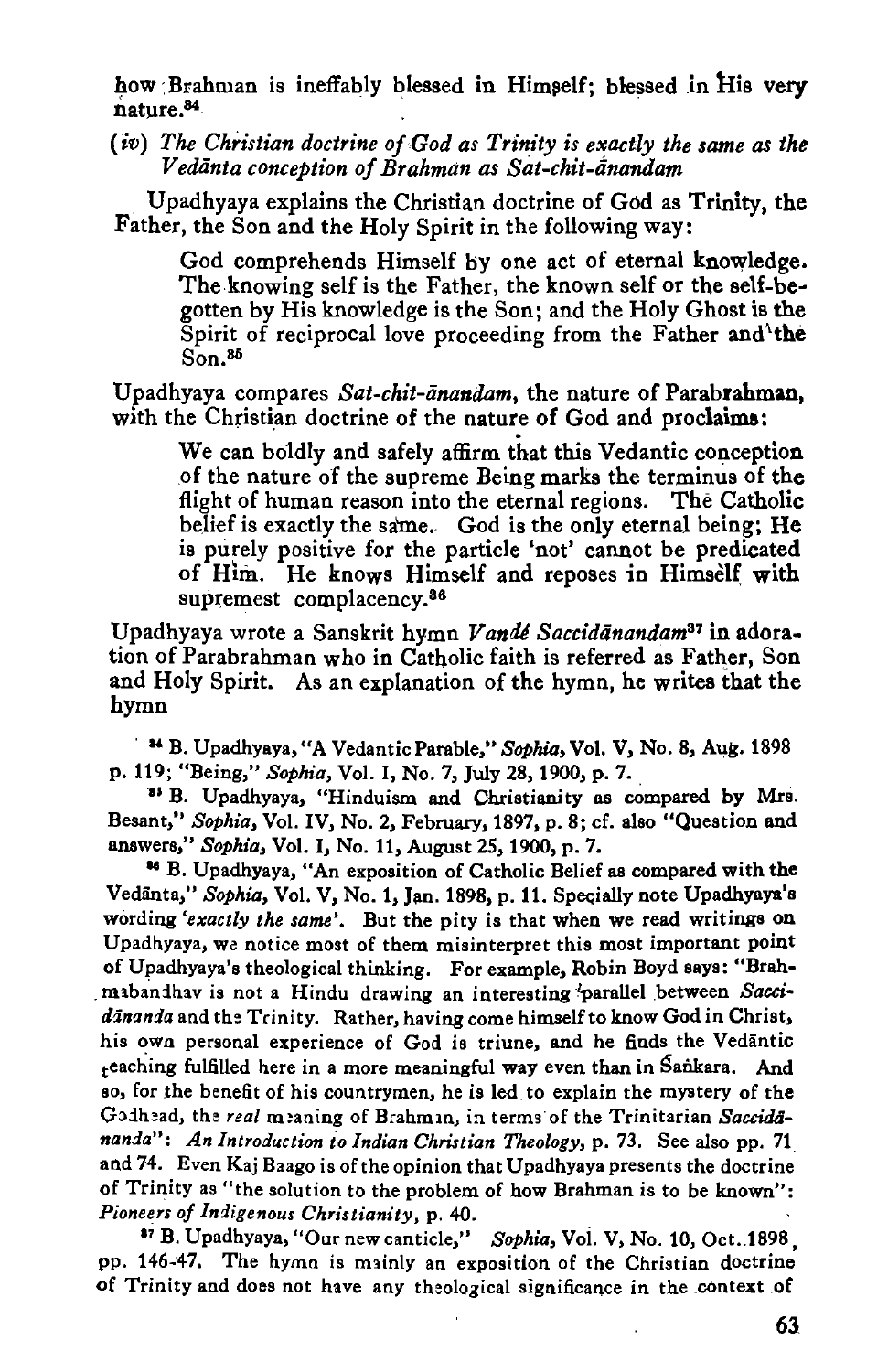how Brahman is ineffably blessed in Himself; blessed in His very nature.[84]

*(iv) The Christian doctrine of God as Trinity is exactly the same as the Vedānta conception of Brahman as Sat-chit-ānandam*

Upadhyaya explains the Christian doctrine of God as Trinity, the Father, the Son and the Holy Spirit in the following way:

> God comprehends Himself by one act of eternal knowledge. The knowing self is the Father, the known self or the self-begotten by His knowledge is the Son; and the Holy Ghost is the Spirit of reciprocal love proceeding from the Father and the Son.[85]

Upadhyaya compares *Sat-chit-ānandam*, the nature of Parabrahman, with the Christian doctrine of the nature of God and proclaims:

> We can boldly and safely affirm that this Vedantic conception of the nature of the supreme Being marks the terminus of the flight of human reason into the eternal regions. The Catholic belief is exactly the same. God is the only eternal being; He is purely positive for the particle 'not' cannot be predicated of Him. He knows Himself and reposes in Himself with supremest complacency.[86]

Upadhyaya wrote a Sanskrit hymn *Vandé Saccidānandam*[87] in adoration of Parabrahman who in Catholic faith is referred as Father, Son and Holy Spirit. As an explanation of the hymn, he writes that the hymn

[84] B. Upadhyaya, "A Vedantic Parable," *Sophia*, Vol. V, No. 8, Aug. 1898 p. 119; "Being," *Sophia*, Vol. I, No. 7, July 28, 1900, p. 7.

[85] B. Upadhyaya, "Hinduism and Christianity as compared by Mrs. Besant," *Sophia*, Vol. IV, No. 2, February, 1897, p. 8; cf. also "Question and answers," *Sophia*, Vol. I, No. 11, August 25, 1900, p. 7.

[86] B. Upadhyaya, "An exposition of Catholic Belief as compared with the Vedānta," *Sophia*, Vol. V, No. 1, Jan. 1898, p. 11. Specially note Upadhyaya's wording *'exactly the same'*. But the pity is that when we read writings on Upadhyaya, we notice most of them misinterpret this most important point of Upadhyaya's theological thinking. For example, Robin Boyd says: "Brahmabandhav is not a Hindu drawing an interesting parallel between *Saccidānanda* and the Trinity. Rather, having come himself to know God in Christ, his own personal experience of God is triune, and he finds the Vedāntic teaching fulfilled here in a more meaningful way even than in Śaṅkara. And so, for the benefit of his countrymen, he is led to explain the mystery of the Godhead, the *real* meaning of Brahman, in terms of the Trinitarian *Saccidānanda*": *An Introduction to Indian Christian Theology*, p. 73. See also pp. 71 and 74. Even Kaj Baago is of the opinion that Upadhyaya presents the doctrine of Trinity as "the solution to the problem of how Brahman is to be known": *Pioneers of Indigenous Christianity*, p. 40.

[87] B. Upadhyaya, "Our new canticle," *Sophia*, Vol. V, No. 10, Oct. 1898, pp. 146-47. The hymn is mainly an exposition of the Christian doctrine of Trinity and does not have any theological significance in the context of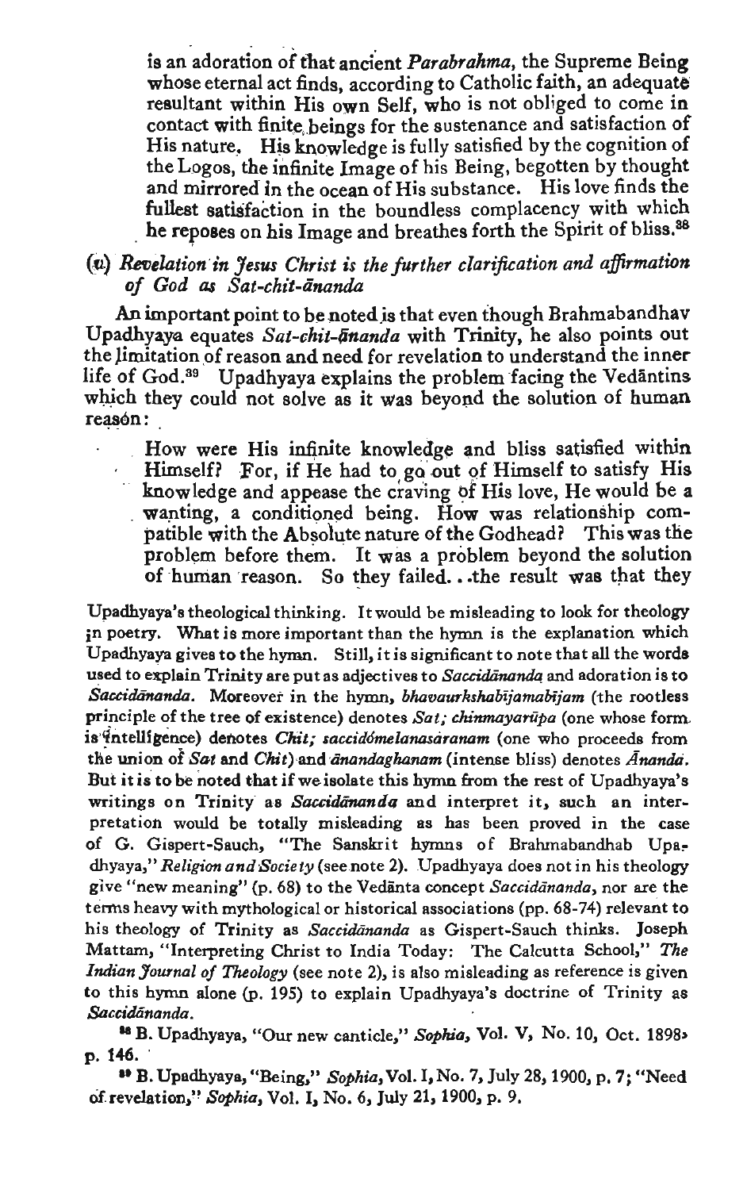is an adoration of that ancient *Parabrahma*, the Supreme Being whose eternal act finds, according to Catholic faith, an adequate resultant within His own Self, who is not obliged to come in contact with finite beings for the sustenance and satisfaction of His nature. His knowledge is fully satisfied by the cognition of the Logos, the infinite Image of his Being, begotten by thought and mirrored in the ocean of His substance. His love finds the fullest satisfaction in the boundless complacency with which he reposes on his Image and breathes forth the Spirit of bliss.[38]

### (u) *Revelation in Jesus Christ is the further clarification and affirmation of God as Sat-chit-ānanda*

An important point to be noted is that even though Brahmabandhav Upadhyaya equates *Sat-chit-ānanda* with Trinity, he also points out the limitation of reason and need for revelation to understand the inner life of God.[39] Upadhyaya explains the problem facing the Vedāntins which they could not solve as it was beyond the solution of human reason:

> How were His infinite knowledge and bliss satisfied within Himself? For, if He had to go out of Himself to satisfy His knowledge and appease the craving of His love, He would be a wanting, a conditioned being. How was relationship compatible with the Absolute nature of the Godhead? This was the problem before them. It was a problem beyond the solution of human reason. So they failed...the result was that they

Upadhyaya's theological thinking. It would be misleading to look for theology in poetry. What is more important than the hymn is the explanation which Upadhyaya gives to the hymn. Still, it is significant to note that all the words used to explain Trinity are put as adjectives to *Saccidānanda* and adoration is to *Saccidānanda*. Moreover in the hymn, *bhavaurkshabījamabījam* (the rootless principle of the tree of existence) denotes *Sat; chinmayarūpa* (one whose form is intelligence) denotes *Chit; saccidómelanasāranam* (one who proceeds from the union of *Sat* and *Chit*) and *ānandaghanam* (intense bliss) denotes *Ānanda*. But it is to be noted that if we isolate this hymn from the rest of Upadhyaya's writings on Trinity as *Saccidānanda* and interpret it, such an interpretation would be totally misleading as has been proved in the case of G. Gispert-Sauch, "The Sanskrit hymns of Brahmabandhab Upadhyaya," *Religion and Society* (see note 2). Upadhyaya does not in his theology give "new meaning" (p. 68) to the Vedānta concept *Saccidānanda*, nor are the terms heavy with mythological or historical associations (pp. 68-74) relevant to his theology of Trinity as *Saccidānanda* as Gispert-Sauch thinks. Joseph Mattam, "Interpreting Christ to India Today: The Calcutta School," *The Indian Journal of Theology* (see note 2), is also misleading as reference is given to this hymn alone (p. 195) to explain Upadhyaya's doctrine of Trinity as *Saccidānanda*.

[38] B. Upadhyaya, "Our new canticle," *Sophia*, Vol. V, No. 10, Oct. 1898, p. 146.

[39] B. Upadhyaya, "Being," *Sophia*, Vol. I, No. 7, July 28, 1900, p. 7; "Need of revelation," *Sophia*, Vol. I, No. 6, July 21, 1900, p. 9.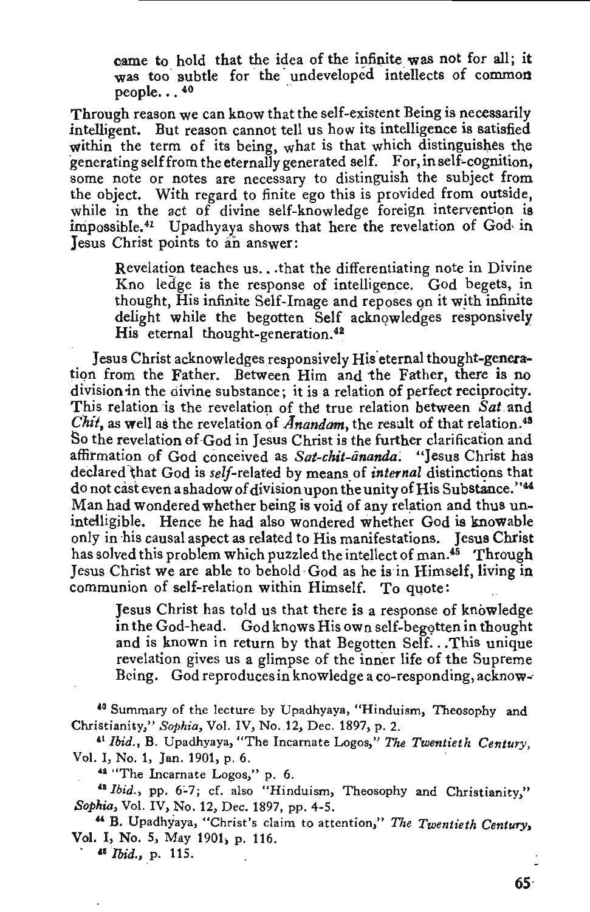> came to hold that the idea of the infinite was not for all; it was too subtle for the undeveloped intellects of common people...[40]

Through reason we can know that the self-existent Being is necessarily intelligent. But reason cannot tell us how its intelligence is satisfied within the term of its being, what is that which distinguishes the generating self from the eternally generated self. For, in self-cognition, some note or notes are necessary to distinguish the subject from the object. With regard to finite ego this is provided from outside, while in the act of divine self-knowledge foreign intervention is impossible.[41] Upadhyaya shows that here the revelation of God in Jesus Christ points to an answer:

> Revelation teaches us...that the differentiating note in Divine Kno ledge is the response of intelligence. God begets, in thought, His infinite Self-Image and reposes on it with infinite delight while the begotten Self acknowledges responsively His eternal thought-generation.[42]

Jesus Christ acknowledges responsively His eternal thought-generation from the Father. Between Him and the Father, there is no division in the divine substance; it is a relation of perfect reciprocity. This relation is the revelation of the true relation between *Sat* and *Chit*, as well as the revelation of *Ānandam*, the result of that relation.[43] So the revelation of God in Jesus Christ is the further clarification and affirmation of God conceived as *Sat-chit-ānanda*. "Jesus Christ has declared that God is *self*-related by means of *internal* distinctions that do not cast even a shadow of division upon the unity of His Substance."[44] Man had wondered whether being is void of any relation and thus unintelligible. Hence he had also wondered whether God is knowable only in his causal aspect as related to His manifestations. Jesus Christ has solved this problem which puzzled the intellect of man.[45] Through Jesus Christ we are able to behold God as he is in Himself, living in communion of self-relation within Himself. To quote:

> Jesus Christ has told us that there is a response of knowledge in the God-head. God knows His own self-begotten in thought and is known in return by that Begotten Self...This unique revelation gives us a glimpse of the inner life of the Supreme Being. God reproduces in knowledge a co-responding, acknow-

[40] Summary of the lecture by Upadhyaya, "Hinduism, Theosophy and Christianity," *Sophia*, Vol. IV, No. 12, Dec. 1897, p. 2.

[41] *Ibid.*, B. Upadhyaya, "The Incarnate Logos," *The Twentieth Century*, Vol. I, No. 1, Jan. 1901, p. 6.

[42] "The Incarnate Logos," p. 6.

[43] *Ibid.*, pp. 6-7; cf. also "Hinduism, Theosophy and Christianity," *Sophia*, Vol. IV, No. 12, Dec. 1897, pp. 4-5.

[44] B. Upadhyaya, "Christ's claim to attention," *The Twentieth Century*, Vol. I, No. 5, May 1901, p. 116.

[45] *Ibid.*, p. 115.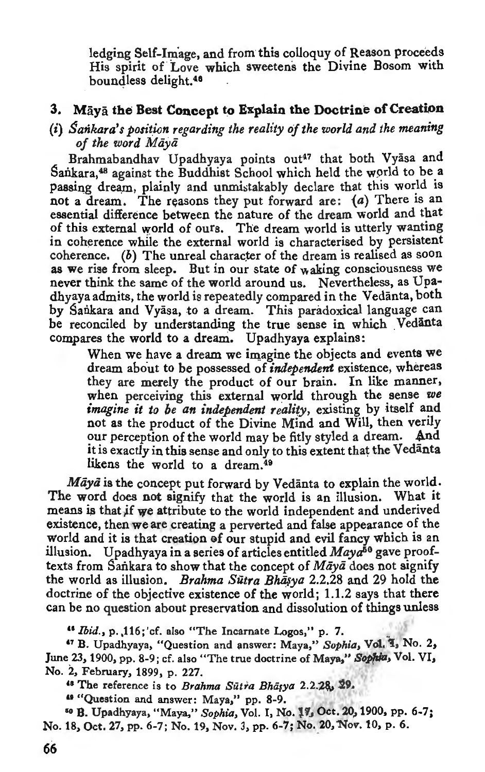ledging Self-Image, and from this colloquy of Reason proceeds His spirit of Love which sweetens the Divine Bosom with boundless delight.[46]

### 3. Māyā the Best Concept to Explain the Doctrine of Creation

#### (i) *Śaṅkara's position regarding the reality of the world and the meaning of the word Māyā*

Brahmabandhav Upadhyaya points out[47] that both Vyāsa and Śaṅkara,[48] against the Buddhist School which held the world to be a passing dream, plainly and unmistakably declare that this world is not a dream. The reasons they put forward are: (*a*) There is an essential difference between the nature of the dream world and that of this external world of ours. The dream world is utterly wanting in coherence while the external world is characterised by persistent coherence. (*b*) The unreal character of the dream is realised as soon as we rise from sleep. But in our state of waking consciousness we never think the same of the world around us. Nevertheless, as Upadhyaya admits, the world is repeatedly compared in the Vedānta, both by Śaṅkara and Vyāsa, to a dream. This paradoxical language can be reconciled by understanding the true sense in which Vedānta compares the world to a dream. Upadhyaya explains:

> When we have a dream we imagine the objects and events we dream about to be possessed of *independent* existence, whereas they are merely the product of our brain. In like manner, when perceiving this external world through the sense *we imagine it to be an independent reality*, existing by itself and not as the product of the Divine Mind and Will, then verily our perception of the world may be fitly styled a dream. And it is exactly in this sense and only to this extent that the Vedānta likens the world to a dream.[49]

*Māyā* is the concept put forward by Vedānta to explain the world. The word does not signify that the world is an illusion. What it means is that if we attribute to the world independent and underived existence, then we are creating a perverted and false appearance of the world and it is that creation of our stupid and evil fancy which is an illusion. Upadhyaya in a series of articles entitled *Maya*[50] gave proof-texts from Śaṅkara to show that the concept of *Māyā* does not signify the world as illusion. *Brahma Sūtra Bhāṣya* 2.2.28 and 29 hold the doctrine of the objective existence of the world; 1.1.2 says that there can be no question about preservation and dissolution of things unless

---

[46] *Ibid.*, p. 116; cf. also "The Incarnate Logos," p. 7.

[47] B. Upadhyaya, "Question and answer: Maya," *Sophia*, Vol. I, No. 2, June 23, 1900, pp. 8-9; cf. also "The true doctrine of Maya," *Sophia*, Vol. VI, No. 2, February, 1899, p. 227.

[48] The reference is to *Brahma Sūtra Bhāṣya* 2.2.28, 29.

[49] "Question and answer: Maya," pp. 8-9.

[50] B. Upadhyaya, "Maya," *Sophia*, Vol. I, No. 17, Oct. 20, 1900, pp. 6-7; No. 18, Oct. 27, pp. 6-7; No. 19, Nov. 3, pp. 6-7; No. 20, Nov. 10, p. 6.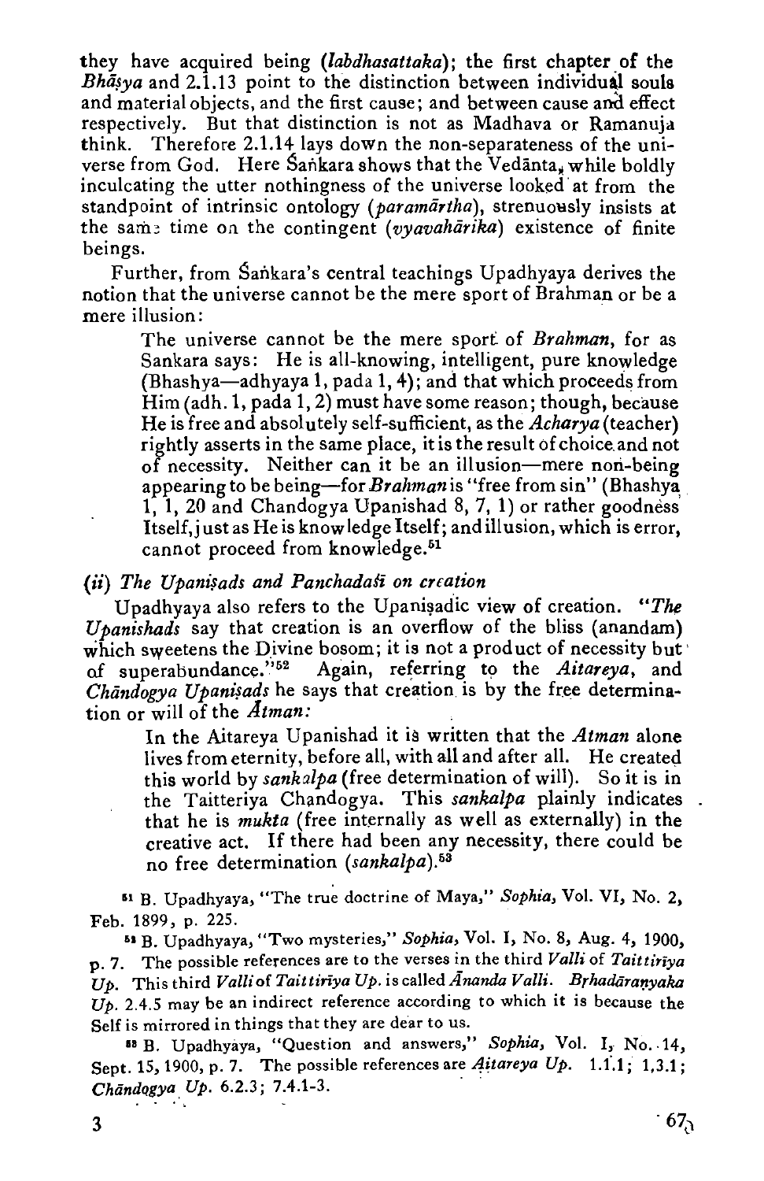they have acquired being (*labdhasattaka*); the first chapter of the *Bhāṣya* and 2.1.13 point to the distinction between individual souls and material objects, and the first cause; and between cause and effect respectively. But that distinction is not as Madhava or Ramanuja think. Therefore 2.1.14 lays down the non-separateness of the universe from God. Here Śaṅkara shows that the Vedānta, while boldly inculcating the utter nothingness of the universe looked at from the standpoint of intrinsic ontology (*paramārtha*), strenuously insists at the same time on the contingent (*vyavahārika*) existence of finite beings.

Further, from Śaṅkara's central teachings Upadhyaya derives the notion that the universe cannot be the mere sport of Brahman or be a mere illusion:

> The universe cannot be the mere sport of *Brahman*, for as Sankara says: He is all-knowing, intelligent, pure knowledge (Bhashya—adhyaya 1, pada 1, 4); and that which proceeds from Him (adh. 1, pada 1, 2) must have some reason; though, because He is free and absolutely self-sufficient, as the *Acharya* (teacher) rightly asserts in the same place, it is the result of choice and not of necessity. Neither can it be an illusion—mere non-being appearing to be being—for *Brahman* is "free from sin" (Bhashya 1, 1, 20 and Chandogya Upanishad 8, 7, 1) or rather goodness Itself, just as He is knowledge Itself; and illusion, which is error, cannot proceed from knowledge.[51]

### (ii) *The Upaniṣads and Panchadaśī on creation*

Upadhyaya also refers to the Upaniṣadic view of creation. "*The Upanishads* say that creation is an overflow of the bliss (anandam) which sweetens the Divine bosom; it is not a product of necessity but of superabundance."[52] Again, referring to the *Aitareya*, and *Chāndogya Upaniṣads* he says that creation is by the free determination or will of the *Ātman:*

> In the Aitareya Upanishad it is written that the *Atman* alone lives from eternity, before all, with all and after all. He created this world by *sankalpa* (free determination of will). So it is in the Taitteriya Chandogya. This *sankalpa* plainly indicates that he is *mukta* (free internally as well as externally) in the creative act. If there had been any necessity, there could be no free determination (*sankalpa*).[53]

---

[51] B. Upadhyaya, "The true doctrine of Maya," *Sophia*, Vol. VI, No. 2, Feb. 1899, p. 225.

[52] B. Upadhyaya, "Two mysteries," *Sophia*, Vol. I, No. 8, Aug. 4, 1900, p. 7. The possible references are to the verses in the third *Valli* of *Taittirīya Up.* This third *Valli* of *Taittirīya Up.* is called *Ānanda Valli*. *Bṛhadāraṇyaka Up.* 2.4.5 may be an indirect reference according to which it is because the Self is mirrored in things that they are dear to us.

[53] B. Upadhyaya, "Question and answers," *Sophia*, Vol. I, No. 14, Sept. 15, 1900, p. 7. The possible references are *Aitareya Up.* 1.1.1; 1,3.1; *Chāndogya Up.* 6.2.3; 7.4.1-3.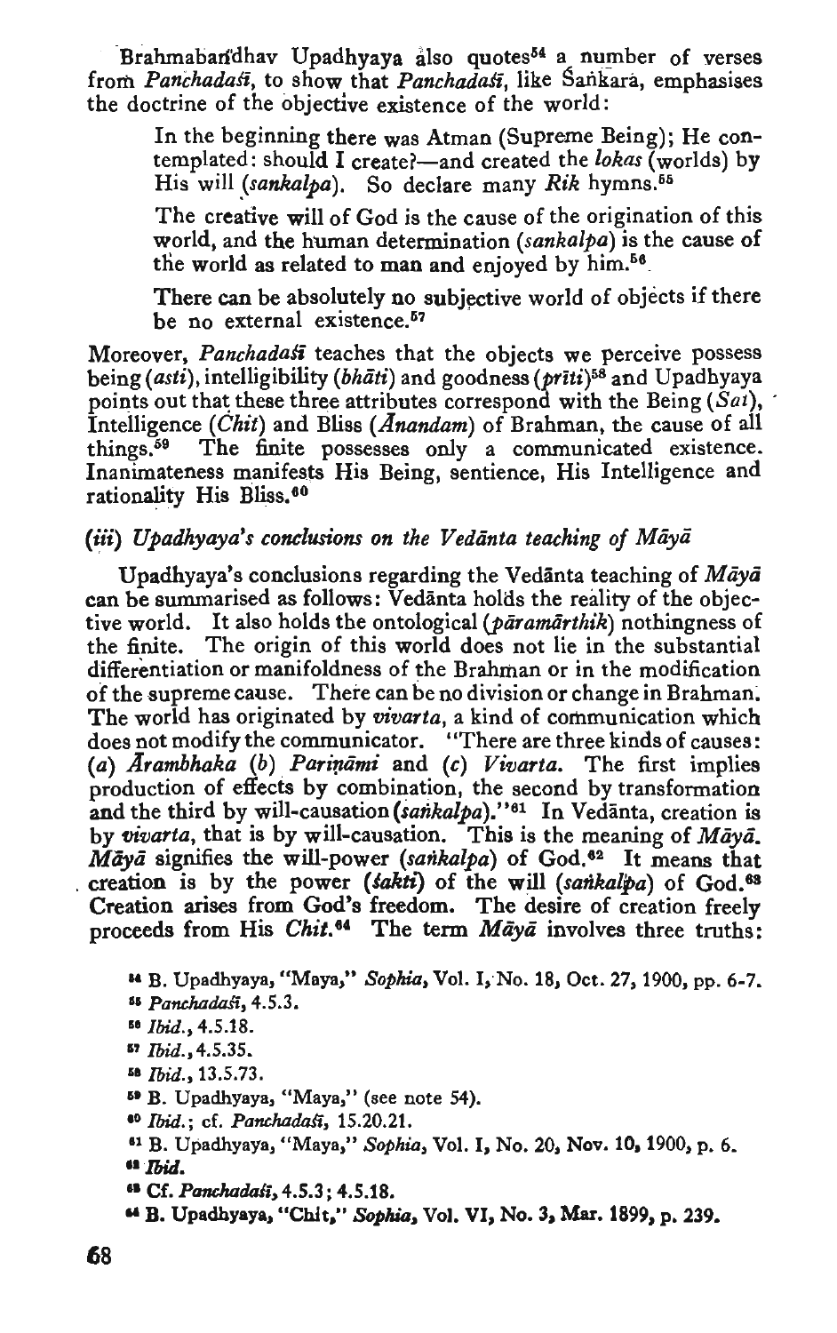Brahmabandhav Upadhyaya also quotes[54] a number of verses from *Panchadaśī*, to show that *Panchadaśī*, like Śankara, emphasises the doctrine of the objective existence of the world:

> In the beginning there was Atman (Supreme Being); He contemplated: should I create?—and created the *lokas* (worlds) by His will (*sankalpa*). So declare many *Rik* hymns.[55]
>
> The creative will of God is the cause of the origination of this world, and the human determination (*sankalpa*) is the cause of the world as related to man and enjoyed by him.[56]
>
> There can be absolutely no subjective world of objects if there be no external existence.[57]

Moreover, *Panchadaśī* teaches that the objects we perceive possess being (*asti*), intelligibility (*bhāti*) and goodness (*prīti*)[58] and Upadhyaya points out that these three attributes correspond with the Being (*Sat*), Intelligence (*Chit*) and Bliss (*Ānandam*) of Brahman, the cause of all things.[59] The finite possesses only a communicated existence. Inanimateness manifests His Being, sentience, His Intelligence and rationality His Bliss.[60]

### (iii) *Upadhyaya's conclusions on the Vedānta teaching of Māyā*

Upadhyaya's conclusions regarding the Vedānta teaching of *Māyā* can be summarised as follows: Vedānta holds the reality of the objective world. It also holds the ontological (*pāramārthik*) nothingness of the finite. The origin of this world does not lie in the substantial differentiation or manifoldness of the Brahman or in the modification of the supreme cause. There can be no division or change in Brahman. The world has originated by *vivarta*, a kind of communication which does not modify the communicator. "There are three kinds of causes: (*a*) *Ārambhaka* (*b*) *Pariṇāmi* and (*c*) *Vivarta*. The first implies production of effects by combination, the second by transformation and the third by will-causation (*sankalpa*)."[61] In Vedānta, creation is by *vivarta*, that is by will-causation. This is the meaning of *Māyā*. *Māyā* signifies the will-power (*sankalpa*) of God.[62] It means that creation is by the power (*śakti*) of the will (*sankalpa*) of God.[63] Creation arises from God's freedom. The desire of creation freely proceeds from His *Chit*.[64] The term *Māyā* involves three truths:

[54] B. Upadhyaya, "Maya," *Sophia*, Vol. I, No. 18, Oct. 27, 1900, pp. 6-7.

[55] *Panchadaśī*, 4.5.3.

[56] *Ibid.*, 4.5.18.

[57] *Ibid.*, 4.5.35.

[58] *Ibid.*, 13.5.73.

[59] B. Upadhyaya, "Maya," (see note 54).

[60] *Ibid.*; cf. *Panchadaśī*, 15.20.21.

[61] B. Upadhyaya, "Maya," *Sophia*, Vol. I, No. 20, Nov. 10, 1900, p. 6.

[62] *Ibid.*

[63] Cf. *Panchadaśī*, 4.5.3; 4.5.18.

[64] B. Upadhyaya, "Chit," *Sophia*, Vol. VI, No. 3, Mar. 1899, p. 239.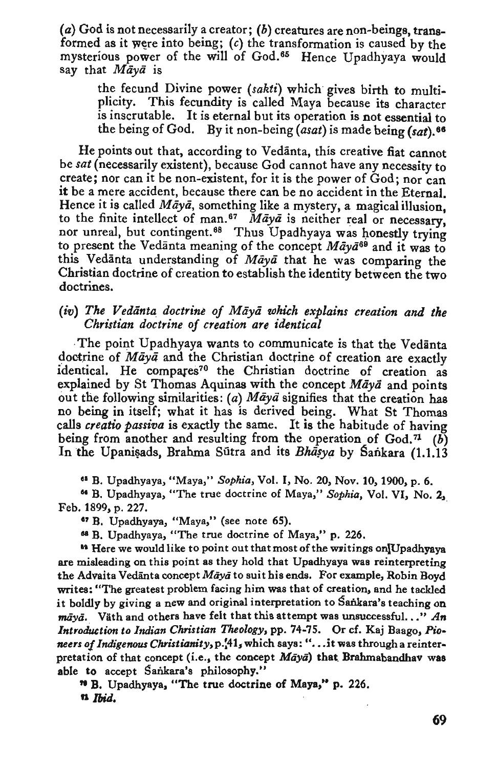(*a*) God is not necessarily a creator; (*b*) creatures are non-beings, transformed as it were into being; (*c*) the transformation is caused by the mysterious power of the will of God.[65] Hence Upadhyaya would say that *Māyā* is

> the fecund Divine power (*sakti*) which gives birth to multiplicity. This fecundity is called Maya because its character is inscrutable. It is eternal but its operation is not essential to the being of God. By it non-being (*asat*) is made being (*sat*).[66]

He points out that, according to Vedānta, this creative fiat cannot be *sat* (necessarily existent), because God cannot have any necessity to create; nor can it be non-existent, for it is the power of God; nor can it be a mere accident, because there can be no accident in the Eternal. Hence it is called *Māyā*, something like a mystery, a magical illusion, to the finite intellect of man.[67] *Māyā* is neither real or necessary, nor unreal, but contingent.[68] Thus Upadhyaya was honestly trying to present the Vedānta meaning of the concept *Māyā*[69] and it was to this Vedānta understanding of *Māyā* that he was comparing the Christian doctrine of creation to establish the identity between the two doctrines.

### (*iv*) *The Vedānta doctrine of Māyā which explains creation and the Christian doctrine of creation are identical*

The point Upadhyaya wants to communicate is that the Vedānta doctrine of *Māyā* and the Christian doctrine of creation are exactly identical. He compares[70] the Christian doctrine of creation as explained by St Thomas Aquinas with the concept *Māyā* and points out the following similarities: (*a*) *Māyā* signifies that the creation has no being in itself; what it has is derived being. What St Thomas calls *creatio passiva* is exactly the same. It is the habitude of having being from another and resulting from the operation of God.[71] (*b*) In the Upaniṣads, Brahma Sūtra and its *Bhāṣya* by Śaṅkara (1.1.13

---

[65] B. Upadhyaya, "Maya," *Sophia*, Vol. I, No. 20, Nov. 10, 1900, p. 6.

[66] B. Upadhyaya, "The true doctrine of Maya," *Sophia*, Vol. VI, No. 2, Feb. 1899, p. 227.

[67] B. Upadhyaya, "Maya," (see note 65).

[68] B. Upadhyaya, "The true doctrine of Maya," p. 226.

[69] Here we would like to point out that most of the writings on Upadhyaya are misleading on this point as they hold that Upadhyaya was reinterpreting the Advaita Vedānta concept *Māyā* to suit his ends. For example, Robin Boyd writes: "The greatest problem facing him was that of creation, and he tackled it boldly by giving a new and original interpretation to Śaṅkara's teaching on *māyā*. Väth and others have felt that this attempt was unsuccessful..." *An Introduction to Indian Christian Theology*, pp. 74-75. Or cf. Kaj Baago, *Pioneers of Indigenous Christianity*, p. 41, which says: "...it was through a reinterpretation of that concept (i.e., the concept *Māyā*) that Brahmabandhav was able to accept Śaṅkara's philosophy."

[70] B. Upadhyaya, "The true doctrine of Maya," p. 226.

[71] *Ibid.*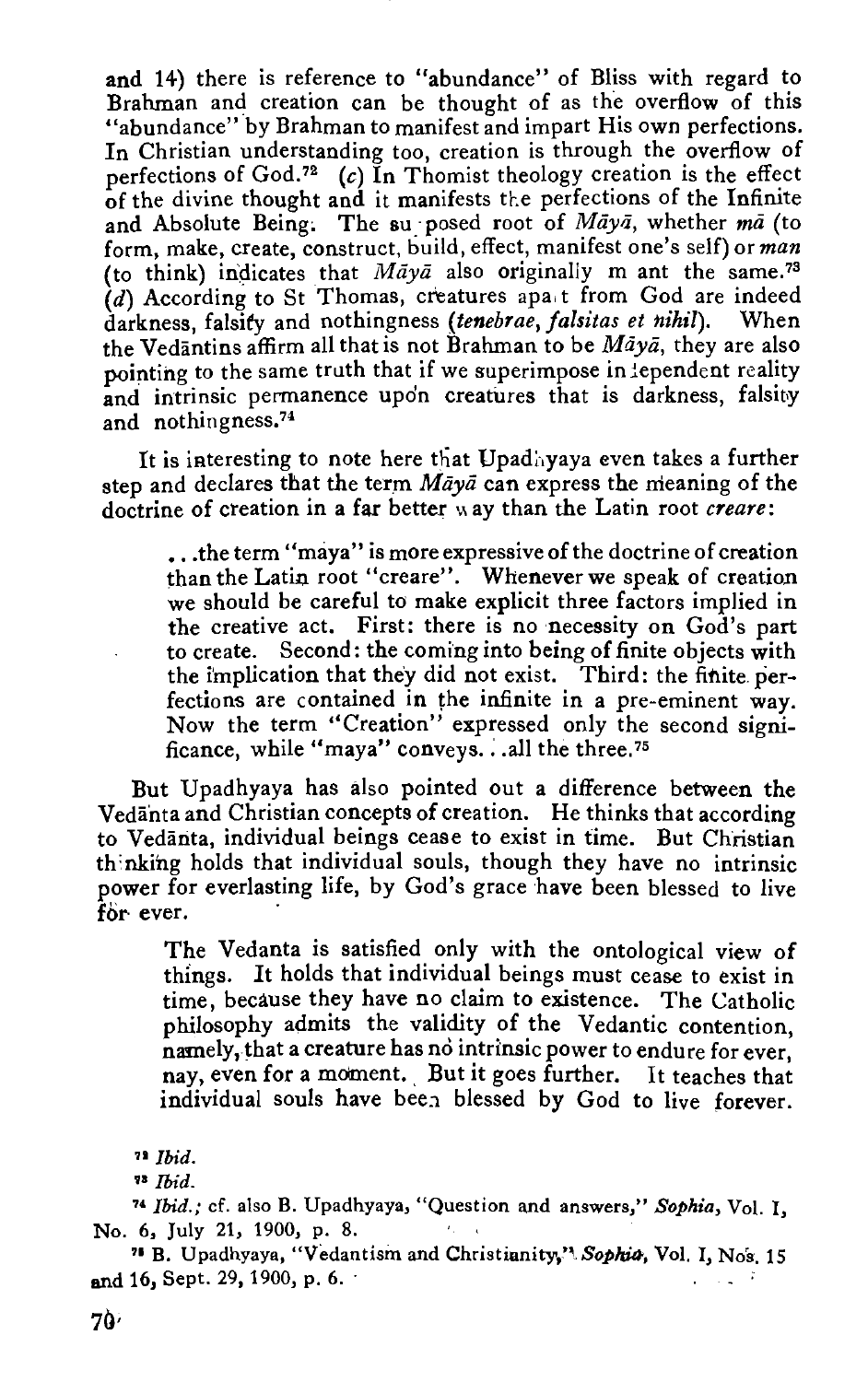and 14) there is reference to "abundance" of Bliss with regard to Brahman and creation can be thought of as the overflow of this "abundance" by Brahman to manifest and impart His own perfections. In Christian understanding too, creation is through the overflow of perfections of God.[72] (*c*) In Thomist theology creation is the effect of the divine thought and it manifests the perfections of the Infinite and Absolute Being. The supposed root of *Māyā*, whether *mā* (to form, make, create, construct, build, effect, manifest one's self) or *man* (to think) indicates that *Māyā* also originally meant the same.[73] (*d*) According to St Thomas, creatures apart from God are indeed darkness, falsity and nothingness (*tenebrae, falsitas et nihil*). When the Vedāntins affirm all that is not Brahman to be *Māyā*, they are also pointing to the same truth that if we superimpose independent reality and intrinsic permanence upon creatures that is darkness, falsity and nothingness.[74]

It is interesting to note here that Upadhyaya even takes a further step and declares that the term *Māyā* can express the meaning of the doctrine of creation in a far better way than the Latin root *creare*:

> . . .the term "maya" is more expressive of the doctrine of creation than the Latin root "creare". Whenever we speak of creation we should be careful to make explicit three factors implied in the creative act. First: there is no necessity on God's part to create. Second: the coming into being of finite objects with the implication that they did not exist. Third: the finite perfections are contained in the infinite in a pre-eminent way. Now the term "Creation" expressed only the second significance, while "maya" conveys. . .all the three.[75]

But Upadhyaya has also pointed out a difference between the Vedānta and Christian concepts of creation. He thinks that according to Vedānta, individual beings cease to exist in time. But Christian thinking holds that individual souls, though they have no intrinsic power for everlasting life, by God's grace have been blessed to live for ever.

> The Vedanta is satisfied only with the ontological view of things. It holds that individual beings must cease to exist in time, because they have no claim to existence. The Catholic philosophy admits the validity of the Vedantic contention, namely, that a creature has no intrinsic power to endure for ever, nay, even for a moment. But it goes further. It teaches that individual souls have been blessed by God to live forever.

[72] *Ibid.*

[73] *Ibid.*

[74] *Ibid.*; cf. also B. Upadhyaya, "Question and answers," *Sophia*, Vol. I, No. 6, July 21, 1900, p. 8.

[75] B. Upadhyaya, "Vedantism and Christianity," *Sophia*, Vol. I, Nos. 15 and 16, Sept. 29, 1900, p. 6.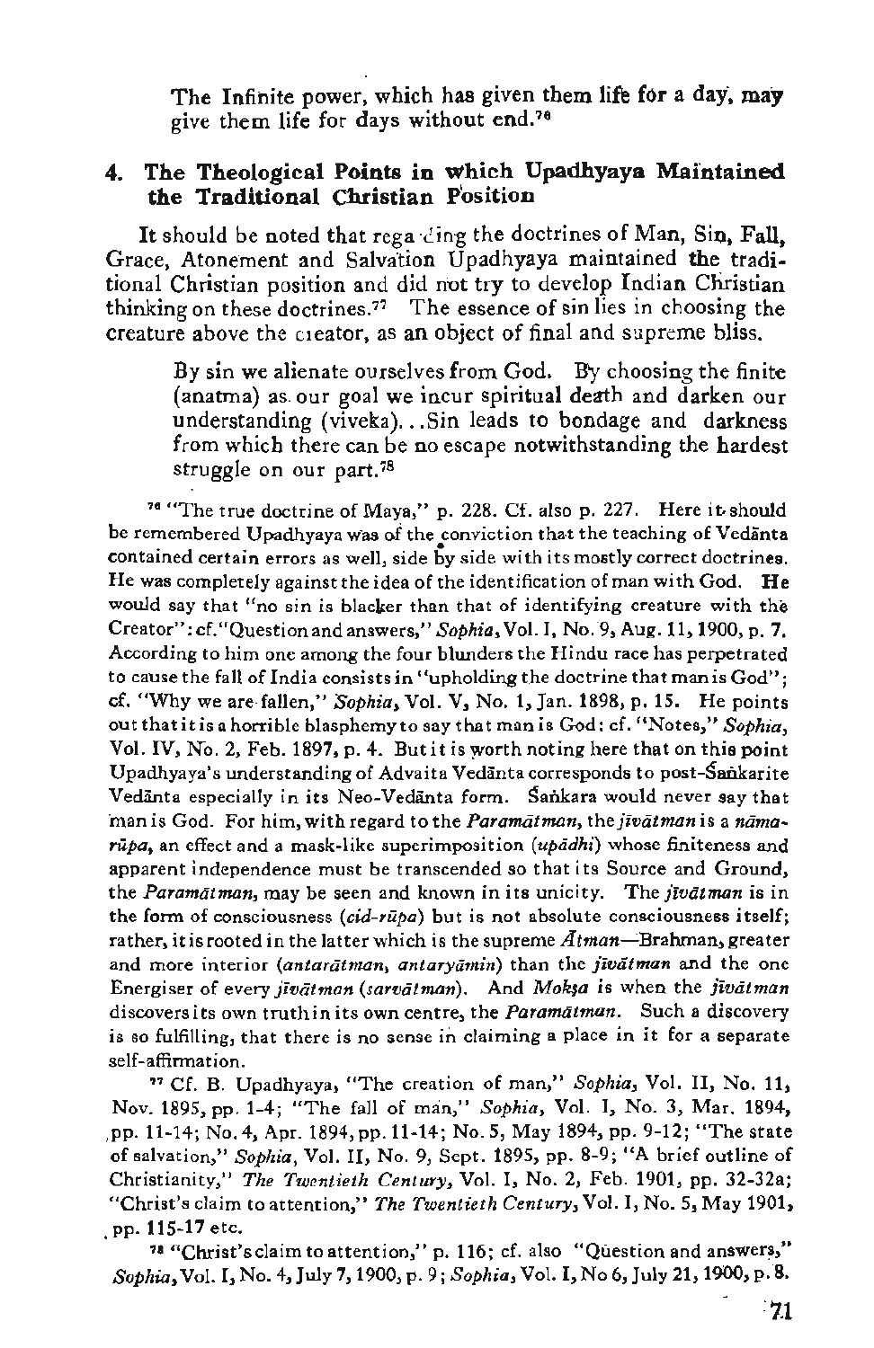> The Infinite power, which has given them life for a day, may give them life for days without end.[76]

## 4. The Theological Points in which Upadhyaya Maintained the Traditional Christian Position

It should be noted that regarding the doctrines of Man, Sin, Fall, Grace, Atonement and Salvation Upadhyaya maintained the traditional Christian position and did not try to develop Indian Christian thinking on these doctrines.[77] The essence of sin lies in choosing the creature above the creator, as an object of final and supreme bliss.

> By sin we alienate ourselves from God. By choosing the finite (anatma) as our goal we incur spiritual death and darken our understanding (viveka)...Sin leads to bondage and darkness from which there can be no escape notwithstanding the hardest struggle on our part.[78]

---

[76] "The true doctrine of Maya," p. 228. Cf. also p. 227. Here it should be remembered Upadhyaya was of the conviction that the teaching of Vedānta contained certain errors as well, side by side with its mostly correct doctrines. He was completely against the idea of the identification of man with God. He would say that "no sin is blacker than that of identifying creature with the Creator": cf. "Question and answers," *Sophia*, Vol. I, No. 9, Aug. 11, 1900, p. 7. According to him one among the four blunders the Hindu race has perpetrated to cause the fall of India consists in "upholding the doctrine that man is God"; cf. "Why we are fallen," *Sophia*, Vol. V, No. 1, Jan. 1898, p. 15. He points out that it is a horrible blasphemy to say that man is God: cf. "Notes," *Sophia*, Vol. IV, No. 2, Feb. 1897, p. 4. But it is worth noting here that on this point Upadhyaya's understanding of Advaita Vedānta corresponds to post-Śaṅkarite Vedānta especially in its Neo-Vedānta form. Śaṅkara would never say that man is God. For him, with regard to the *Paramātman*, the *jīvātman* is a *nāmarūpa*, an effect and a mask-like superimposition (*upādhi*) whose finiteness and apparent independence must be transcended so that its Source and Ground, the *Paramātman*, may be seen and known in its unicity. The *jīvātman* is in the form of consciousness (*cid-rūpa*) but is not absolute consciousness itself; rather, it is rooted in the latter which is the supreme *Ātman*—Brahman, greater and more interior (*antarātman*, *antaryāmin*) than the *jīvātman* and the one Energiser of every *jīvātman* (*sarvātman*). And *Mokṣa* is when the *jīvātman* discovers its own truth in its own centre, the *Paramātman*. Such a discovery is so fulfilling, that there is no sense in claiming a place in it for a separate self-affirmation.

[77] Cf. B. Upadhyaya, "The creation of man," *Sophia*, Vol. II, No. 11, Nov. 1895, pp. 1-4; "The fall of man," *Sophia*, Vol. I, No. 3, Mar. 1894, pp. 11-14; No. 4, Apr. 1894, pp. 11-14; No. 5, May 1894, pp. 9-12; "The state of salvation," *Sophia*, Vol. II, No. 9, Sept. 1895, pp. 8-9; "A brief outline of Christianity," *The Twentieth Century*, Vol. I, No. 2, Feb. 1901, pp. 32-32a; "Christ's claim to attention," *The Twentieth Century*, Vol. I, No. 5, May 1901, pp. 115-17 etc.

[78] "Christ's claim to attention," p. 116; cf. also "Question and answers," *Sophia*, Vol. I, No. 4, July 7, 1900, p. 9; *Sophia*, Vol. I, No 6, July 21, 1900, p. 8.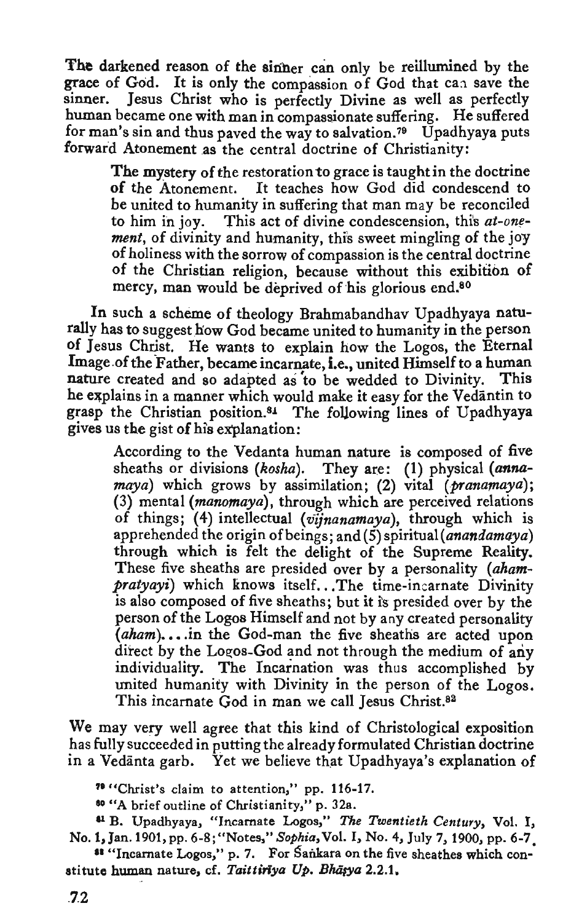The darkened reason of the sinner can only be reillumined by the grace of God. It is only the compassion of God that can save the sinner. Jesus Christ who is perfectly Divine as well as perfectly human became one with man in compassionate suffering. He suffered for man's sin and thus paved the way to salvation.[79] Upadhyaya puts forward Atonement as the central doctrine of Christianity:

> The mystery of the restoration to grace is taught in the doctrine of the Atonement. It teaches how God did condescend to be united to humanity in suffering that man may be reconciled to him in joy. This act of divine condescension, this *at-one-ment*, of divinity and humanity, this sweet mingling of the joy of holiness with the sorrow of compassion is the central doctrine of the Christian religion, because without this exibition of mercy, man would be deprived of his glorious end.[80]

In such a scheme of theology Brahmabandhav Upadhyaya naturally has to suggest how God became united to humanity in the person of Jesus Christ. He wants to explain how the Logos, the Eternal Image of the Father, became incarnate, i.e., united Himself to a human nature created and so adapted as to be wedded to Divinity. This he explains in a manner which would make it easy for the Vedāntin to grasp the Christian position.[81] The following lines of Upadhyaya gives us the gist of his explanation:

> According to the Vedanta human nature is composed of five sheaths or divisions (*kosha*). They are: (1) physical (*annamaya*) which grows by assimilation; (2) vital (*pranamaya*); (3) mental (*manomaya*), through which are perceived relations of things; (4) intellectual (*vijnanamaya*), through which is apprehended the origin of beings; and (5) spiritual (*anandamaya*) through which is felt the delight of the Supreme Reality. These five sheaths are presided over by a personality (*aham-pratyayi*) which knows itself...The time-incarnate Divinity is also composed of five sheaths; but it is presided over by the person of the Logos Himself and not by any created personality (*aham*).....in the God-man the five sheaths are acted upon direct by the Logos-God and not through the medium of any individuality. The Incarnation was thus accomplished by united humanity with Divinity in the person of the Logos. This incarnate God in man we call Jesus Christ.[82]

We may very well agree that this kind of Christological exposition has fully succeeded in putting the already formulated Christian doctrine in a Vedānta garb. Yet we believe that Upadhyaya's explanation of

[79] "Christ's claim to attention," pp. 116-17.

[80] "A brief outline of Christianity," p. 32a.

[81] B. Upadhyaya, "Incarnate Logos," *The Twentieth Century*, Vol. I, No. 1, Jan. 1901, pp. 6-8; "Notes," *Sophia*, Vol. I, No. 4, July 7, 1900, pp. 6-7.

[82] "Incarnate Logos," p. 7. For Śaṅkara on the five sheathes which constitute human nature, cf. *Taittirīya Up. Bhāṣya* 2.2.1.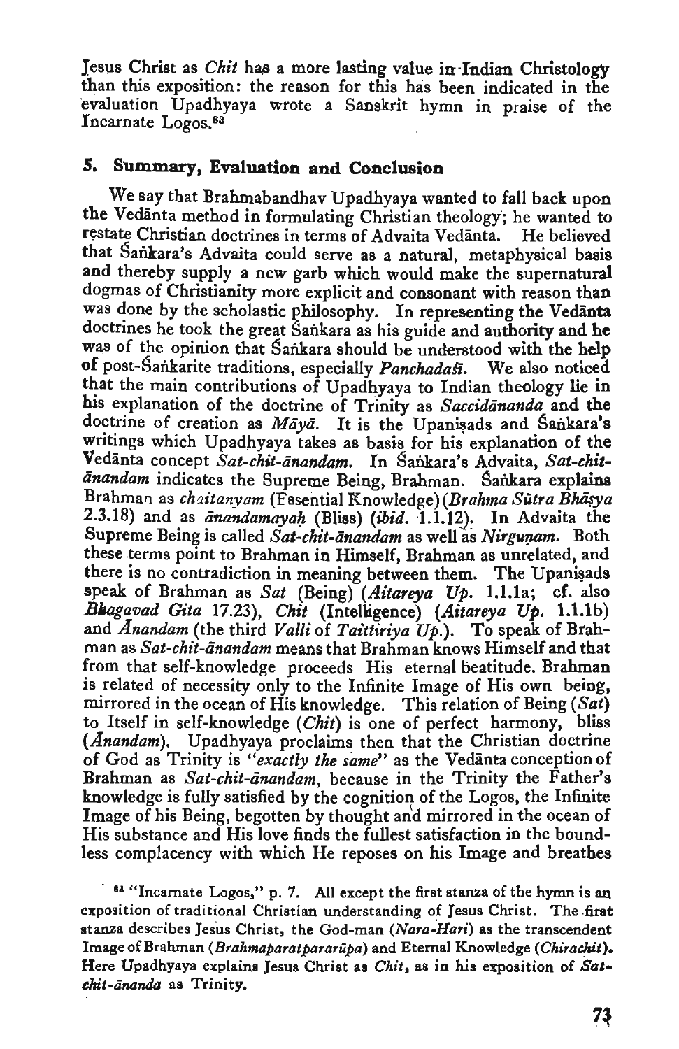Jesus Christ as *Chit* has a more lasting value in Indian Christology than this exposition: the reason for this has been indicated in the evaluation Upadhyaya wrote a Sanskrit hymn in praise of the Incarnate Logos.[83]

## 5. Summary, Evaluation and Conclusion

We say that Brahmabandhav Upadhyaya wanted to fall back upon the Vedānta method in formulating Christian theology; he wanted to restate Christian doctrines in terms of Advaita Vedānta. He believed that Śaṅkara's Advaita could serve as a natural, metaphysical basis and thereby supply a new garb which would make the supernatural dogmas of Christianity more explicit and consonant with reason than was done by the scholastic philosophy. In representing the Vedānta doctrines he took the great Śaṅkara as his guide and authority and he was of the opinion that Śaṅkara should be understood with the help of post-Śaṅkarite traditions, especially *Panchadaśī*. We also noticed that the main contributions of Upadhyaya to Indian theology lie in his explanation of the doctrine of Trinity as *Saccidānanda* and the doctrine of creation as *Māyā*. It is the Upaniṣads and Śaṅkara's writings which Upadhyaya takes as basis for his explanation of the Vedānta concept *Sat-chit-ānandam*. In Śaṅkara's Advaita, *Sat-chit-ānandam* indicates the Supreme Being, Brahman. Śaṅkara explains Brahman as *chaitanyam* (Essential Knowledge) (*Brahma Sūtra Bhāṣya* 2.3.18) and as *ānandamayaḥ* (Bliss) (*ibid.* 1.1.12). In Advaita the Supreme Being is called *Sat-chit-ānandam* as well as *Nirguṇam*. Both these terms point to Brahman in Himself, Brahman as unrelated, and there is no contradiction in meaning between them. The Upaniṣads speak of Brahman as *Sat* (Being) (*Aitareya Up.* 1.1.1a; cf. also *Bhagavad Gita* 17.23), *Chit* (Intelligence) (*Aitareya Up.* 1.1.1b) and *Ānandam* (the third *Valli* of *Taittiriya Up.*). To speak of Brahman as *Sat-chit-ānandam* means that Brahman knows Himself and that from that self-knowledge proceeds His eternal beatitude. Brahman is related of necessity only to the Infinite Image of His own being, mirrored in the ocean of His knowledge. This relation of Being (*Sat*) to Itself in self-knowledge (*Chit*) is one of perfect harmony, bliss (*Ānandam*). Upadhyaya proclaims then that the Christian doctrine of God as Trinity is "*exactly the same*" as the Vedānta conception of Brahman as *Sat-chit-ānandam*, because in the Trinity the Father's knowledge is fully satisfied by the cognition of the Logos, the Infinite Image of his Being, begotten by thought and mirrored in the ocean of His substance and His love finds the fullest satisfaction in the boundless complacency with which He reposes on his Image and breathes

[83] "Incarnate Logos," p. 7. All except the first stanza of the hymn is an exposition of traditional Christian understanding of Jesus Christ. The first stanza describes Jesus Christ, the God-man (*Nara-Hari*) as the transcendent Image of Brahman (*Brahmaparatpararūpa*) and Eternal Knowledge (*Chirachit*). Here Upadhyaya explains Jesus Christ as *Chit*, as in his exposition of *Sat-chit-ānanda* as Trinity.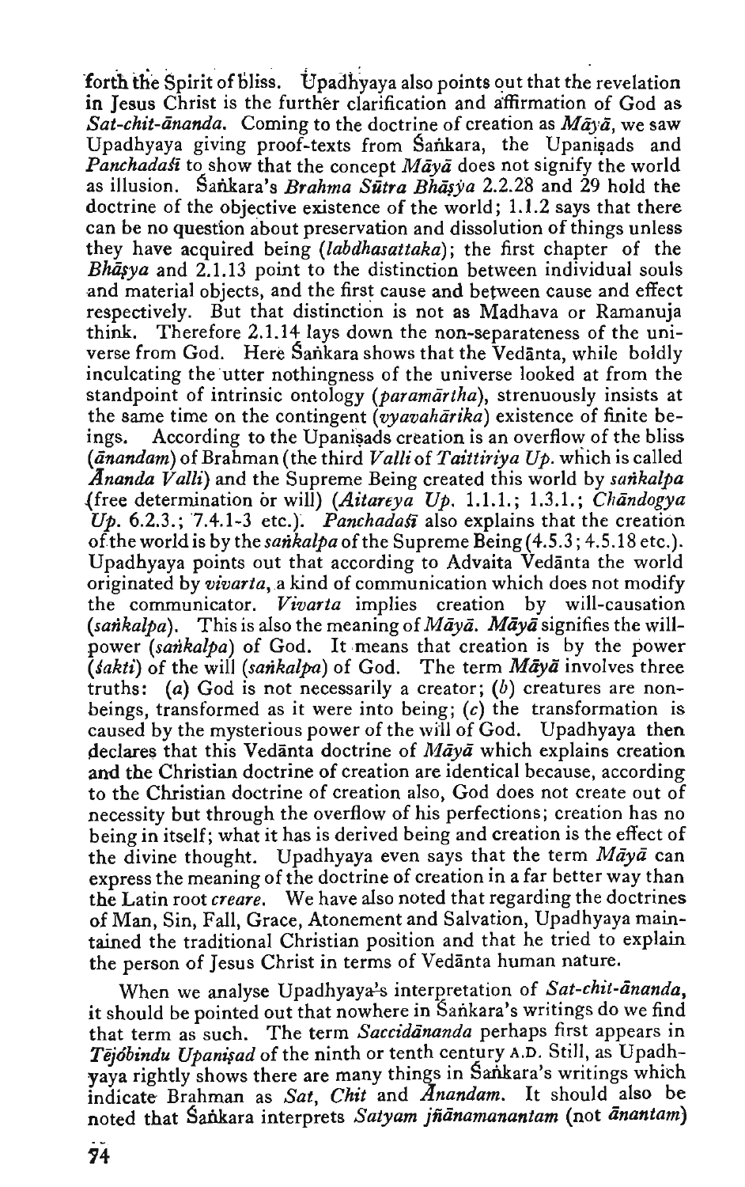forth the Spirit of bliss. Upadhyaya also points out that the revelation in Jesus Christ is the further clarification and affirmation of God as *Sat-chit-ānanda*. Coming to the doctrine of creation as *Māyā*, we saw Upadhyaya giving proof-texts from Śaṅkara, the Upaniṣads and *Panchadaśī* to show that the concept *Māyā* does not signify the world as illusion. Śaṅkara's *Brahma Sūtra Bhāṣya* 2.2.28 and 29 hold the doctrine of the objective existence of the world; 1.1.2 says that there can be no question about preservation and dissolution of things unless they have acquired being (*labdhasattaka*); the first chapter of the *Bhāṣya* and 2.1.13 point to the distinction between individual souls and material objects, and the first cause and between cause and effect respectively. But that distinction is not as Madhava or Ramanuja think. Therefore 2.1.14 lays down the non-separateness of the universe from God. Here Śaṅkara shows that the Vedānta, while boldly inculcating the utter nothingness of the universe looked at from the standpoint of intrinsic ontology (*paramārtha*), strenuously insists at the same time on the contingent (*vyavahārika*) existence of finite beings. According to the Upaniṣads creation is an overflow of the bliss (*ānandam*) of Brahman (the third *Valli* of *Taittiriya Up.* which is called *Ānanda Valli*) and the Supreme Being created this world by *saṅkalpa* (free determination or will) (*Aitareya Up.* 1.1.1.; 1.3.1.; *Chāndogya Up.* 6.2.3.; 7.4.1-3 etc.). *Panchadaśī* also explains that the creation of the world is by the *saṅkalpa* of the Supreme Being (4.5.3; 4.5.18 etc.). Upadhyaya points out that according to Advaita Vedānta the world originated by *vivarta*, a kind of communication which does not modify the communicator. *Vivarta* implies creation by will-causation (*saṅkalpa*). This is also the meaning of *Māyā*. *Māyā* signifies the will-power (*saṅkalpa*) of God. It means that creation is by the power (*śakti*) of the will (*saṅkalpa*) of God. The term *Māyā* involves three truths: (*a*) God is not necessarily a creator; (*b*) creatures are non-beings, transformed as it were into being; (*c*) the transformation is caused by the mysterious power of the will of God. Upadhyaya then declares that this Vedānta doctrine of *Māyā* which explains creation and the Christian doctrine of creation are identical because, according to the Christian doctrine of creation also, God does not create out of necessity but through the overflow of his perfections; creation has no being in itself; what it has is derived being and creation is the effect of the divine thought. Upadhyaya even says that the term *Māyā* can express the meaning of the doctrine of creation in a far better way than the Latin root *creare*. We have also noted that regarding the doctrines of Man, Sin, Fall, Grace, Atonement and Salvation, Upadhyaya maintained the traditional Christian position and that he tried to explain the person of Jesus Christ in terms of Vedānta human nature.

When we analyse Upadhyaya's interpretation of *Sat-chit-ānanda*, it should be pointed out that nowhere in Śaṅkara's writings do we find that term as such. The term *Saccidānanda* perhaps first appears in *Tējōbindu Upaniṣad* of the ninth or tenth century A.D. Still, as Upadhyaya rightly shows there are many things in Śaṅkara's writings which indicate Brahman as *Sat*, *Chit* and *Ānandam*. It should also be noted that Śaṅkara interprets *Satyam jñānamanantam* (not *ānantam*)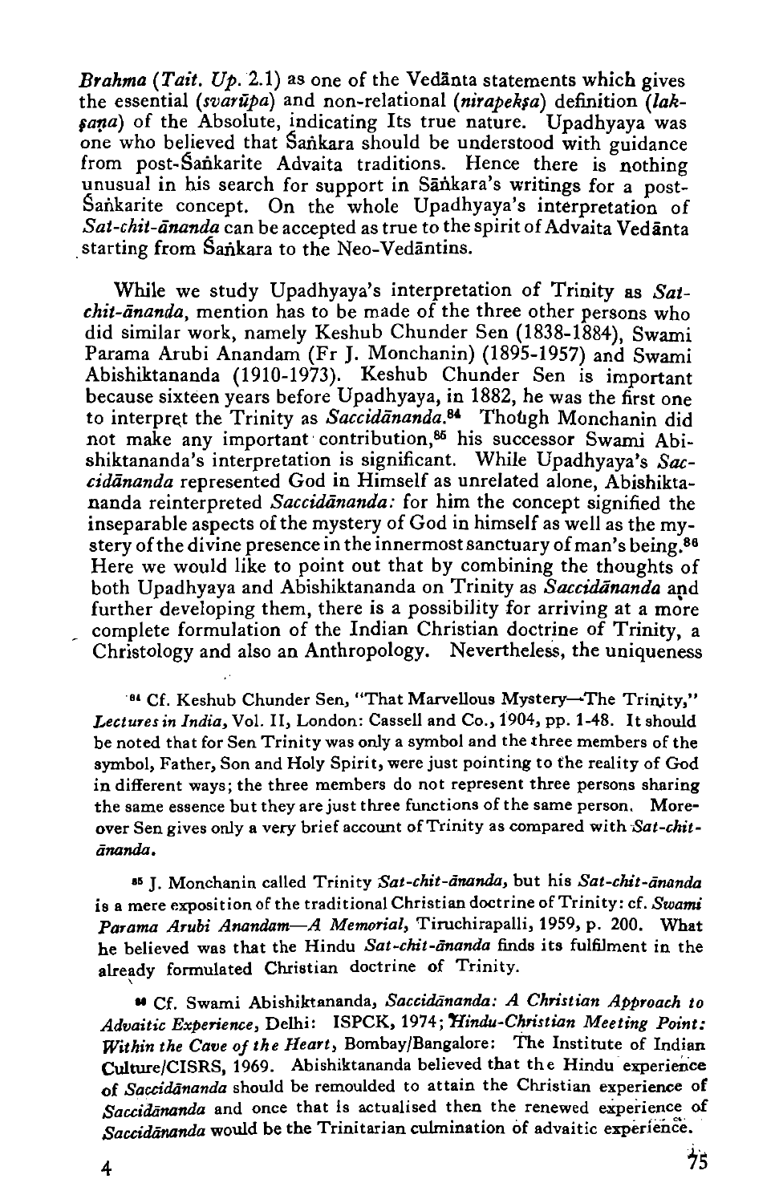*Brahma* (*Tait. Up.* 2.1) as one of the Vedānta statements which gives the essential (*svarūpa*) and non-relational (*nirapekṣa*) definition (*lakṣaṇa*) of the Absolute, indicating Its true nature. Upadhyaya was one who believed that Śaṅkara should be understood with guidance from post-Śaṅkarite Advaita traditions. Hence there is nothing unusual in his search for support in Śāṅkara's writings for a post-Śaṅkarite concept. On the whole Upadhyaya's interpretation of *Sat-chit-ānanda* can be accepted as true to the spirit of Advaita Vedānta starting from Śaṅkara to the Neo-Vedāntins.

While we study Upadhyaya's interpretation of Trinity as *Sat-chit-ānanda*, mention has to be made of the three other persons who did similar work, namely Keshub Chunder Sen (1838-1884), Swami Parama Arubi Anandam (Fr J. Monchanin) (1895-1957) and Swami Abishiktananda (1910-1973). Keshub Chunder Sen is important because sixteen years before Upadhyaya, in 1882, he was the first one to interpret the Trinity as *Saccidānanda*.[84] Though Monchanin did not make any important contribution,[85] his successor Swami Abishiktananda's interpretation is significant. While Upadhyaya's *Saccidānanda* represented God in Himself as unrelated alone, Abishiktananda reinterpreted *Saccidānanda:* for him the concept signified the inseparable aspects of the mystery of God in himself as well as the mystery of the divine presence in the innermost sanctuary of man's being.[86] Here we would like to point out that by combining the thoughts of both Upadhyaya and Abishiktananda on Trinity as *Saccidānanda* and further developing them, there is a possibility for arriving at a more complete formulation of the Indian Christian doctrine of Trinity, a Christology and also an Anthropology. Nevertheless, the uniqueness

[84] Cf. Keshub Chunder Sen, "That Marvellous Mystery—The Trinity," *Lectures in India*, Vol. II, London: Cassell and Co., 1904, pp. 1-48. It should be noted that for Sen Trinity was only a symbol and the three members of the symbol, Father, Son and Holy Spirit, were just pointing to the reality of God in different ways; the three members do not represent three persons sharing the same essence but they are just three functions of the same person. Moreover Sen gives only a very brief account of Trinity as compared with *Sat-chit-ānanda*.

[85] J. Monchanin called Trinity *Sat-chit-ānanda*, but his *Sat-chit-ānanda* is a mere exposition of the traditional Christian doctrine of Trinity: cf. *Swami Parama Arubi Anandam—A Memorial*, Tiruchirapalli, 1959, p. 200. What he believed was that the Hindu *Sat-chit-ānanda* finds its fulfilment in the already formulated Christian doctrine of Trinity.

[86] Cf. Swami Abishiktananda, *Saccidānanda: A Christian Approach to Advaitic Experience*, Delhi: ISPCK, 1974; *Hindu-Christian Meeting Point: Within the Cave of the Heart*, Bombay/Bangalore: The Institute of Indian Culture/CISRS, 1969. Abishiktananda believed that the Hindu experience of *Saccidānanda* should be remoulded to attain the Christian experience of *Saccidānanda* and once that is actualised then the renewed experience of *Saccidānanda* would be the Trinitarian culmination of advaitic experience.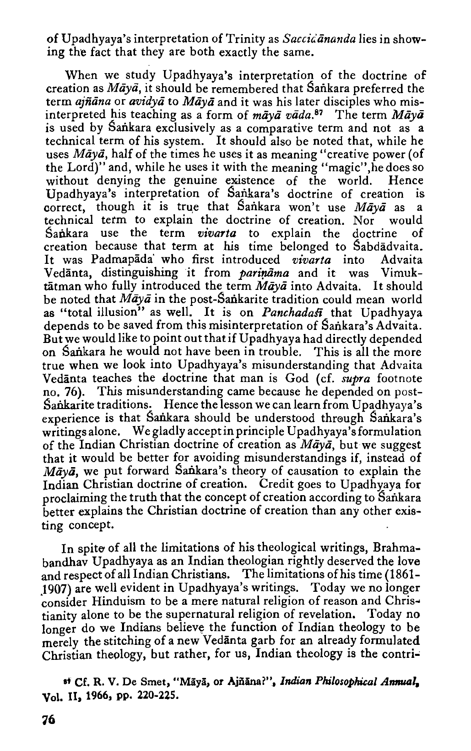of Upadhyaya's interpretation of Trinity as *Saccidānanda* lies in showing the fact that they are both exactly the same.

When we study Upadhyaya's interpretation of the doctrine of creation as *Māyā*, it should be remembered that Śaṅkara preferred the term *ajñāna* or *avidyā* to *Māyā* and it was his later disciples who misinterpreted his teaching as a form of *māyā vāda*.[87] The term *Māyā* is used by Śaṅkara exclusively as a comparative term and not as a technical term of his system. It should also be noted that, while he uses *Māyā*, half of the times he uses it as meaning "creative power (of the Lord)" and, while he uses it with the meaning "magic", he does so without denying the genuine existence of the world. Hence Upadhyaya's interpretation of Śaṅkara's doctrine of creation is correct, though it is true that Śaṅkara won't use *Māyā* as a technical term to explain the doctrine of creation. Nor would Śaṅkara use the term *vivarta* to explain the doctrine of creation because that term at his time belonged to Śabdādvaita. It was Padmapāda who first introduced *vivarta* into Advaita Vedānta, distinguishing it from *pariṇāma* and it was Vimuktātman who fully introduced the term *Māyā* into Advaita. It should be noted that *Māyā* in the post-Śaṅkarite tradition could mean world as "total illusion" as well. It is on *Panchadaśī* that Upadhyaya depends to be saved from this misinterpretation of Śaṅkara's Advaita. But we would like to point out that if Upadhyaya had directly depended on Śaṅkara he would not have been in trouble. This is all the more true when we look into Upadhyaya's misunderstanding that Advaita Vedānta teaches the doctrine that man is God (cf. *supra* footnote no. 76). This misunderstanding came because he depended on post-Śaṅkarite traditions. Hence the lesson we can learn from Upadhyaya's experience is that Śaṅkara should be understood through Śaṅkara's writings alone. We gladly accept in principle Upadhyaya's formulation of the Indian Christian doctrine of creation as *Māyā*, but we suggest that it would be better for avoiding misunderstandings if, instead of *Māyā*, we put forward Śaṅkara's theory of causation to explain the Indian Christian doctrine of creation. Credit goes to Upadhyaya for proclaiming the truth that the concept of creation according to Śaṅkara better explains the Christian doctrine of creation than any other existing concept.

In spite of all the limitations of his theological writings, Brahmabandhav Upadhyaya as an Indian theologian rightly deserved the love and respect of all Indian Christians. The limitations of his time (1861-1907) are well evident in Upadhyaya's writings. Today we no longer consider Hinduism to be a mere natural religion of reason and Christianity alone to be the supernatural religion of revelation. Today no longer do we Indians believe the function of Indian theology to be merely the stitching of a new Vedānta garb for an already formulated Christian theology, but rather, for us, Indian theology is the contri-

[87] Cf. R. V. De Smet, "Māyā, or Ajñāna?", *Indian Philosophical Annual*, Vol. II, 1966, pp. 220-225.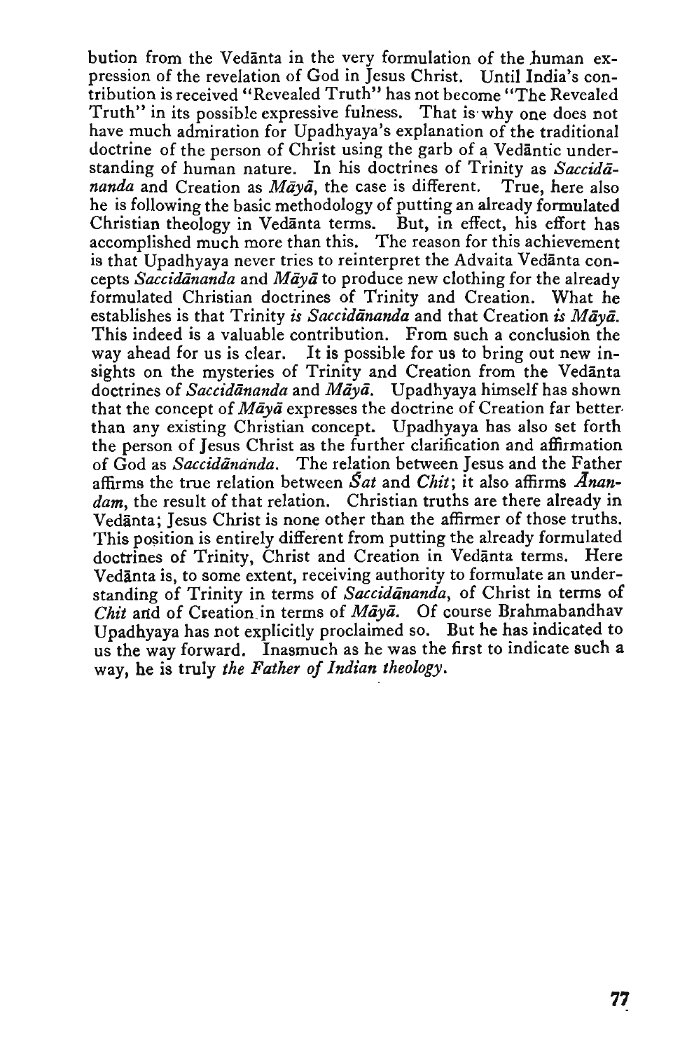bution from the Vedānta in the very formulation of the human expression of the revelation of God in Jesus Christ. Until India's contribution is received "Revealed Truth" has not become "The Revealed Truth" in its possible expressive fulness. That is why one does not have much admiration for Upadhyaya's explanation of the traditional doctrine of the person of Christ using the garb of a Vedāntic understanding of human nature. In his doctrines of Trinity as *Saccidānanda* and Creation as *Māyā*, the case is different. True, here also he is following the basic methodology of putting an already formulated Christian theology in Vedānta terms. But, in effect, his effort has accomplished much more than this. The reason for this achievement is that Upadhyaya never tries to reinterpret the Advaita Vedānta concepts *Saccidānanda* and *Māyā* to produce new clothing for the already formulated Christian doctrines of Trinity and Creation. What he establishes is that Trinity *is Saccidānanda* and that Creation *is Māyā*. This indeed is a valuable contribution. From such a conclusion the way ahead for us is clear. It is possible for us to bring out new insights on the mysteries of Trinity and Creation from the Vedānta doctrines of *Saccidānanda* and *Māyā*. Upadhyaya himself has shown that the concept of *Māyā* expresses the doctrine of Creation far better than any existing Christian concept. Upadhyaya has also set forth the person of Jesus Christ as the further clarification and affirmation of God as *Saccidānanda*. The relation between Jesus and the Father affirms the true relation between *Śat* and *Chit*; it also affirms *Ānandam*, the result of that relation. Christian truths are there already in Vedānta; Jesus Christ is none other than the affirmer of those truths. This position is entirely different from putting the already formulated doctrines of Trinity, Christ and Creation in Vedānta terms. Here Vedānta is, to some extent, receiving authority to formulate an understanding of Trinity in terms of *Saccidānanda*, of Christ in terms of *Chit* and of Creation in terms of *Māyā*. Of course Brahmabandhav Upadhyaya has not explicitly proclaimed so. But he has indicated to us the way forward. Inasmuch as he was the first to indicate such a way, he is truly *the Father of Indian theology*.